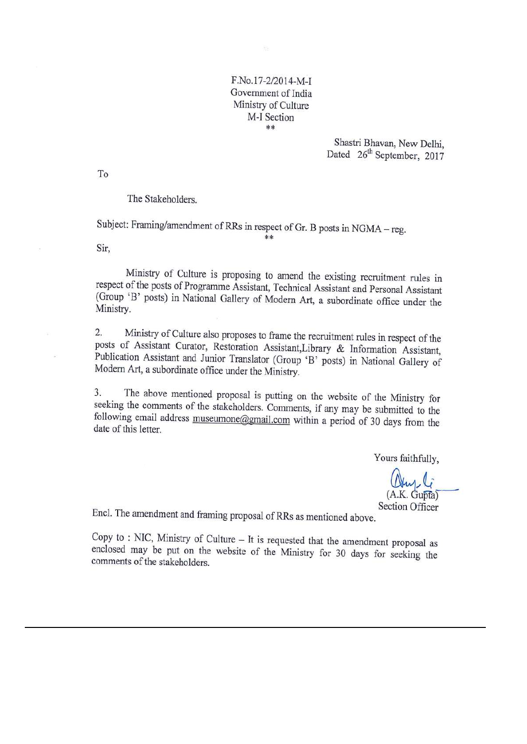F.No.17-2/2014-M-I
Government of India
Ministry of Culture
M-I Section
**

Shastri Bhavan, New Delhi,
Dated 26th September, 2017

To

The Stakeholders.

Subject: Framing/amendment of RRs in respect of Gr. B posts in NGMA – reg.

**

Sir,

Ministry of Culture is proposing to amend the existing recruitment rules in respect of the posts of Programme Assistant, Technical Assistant and Personal Assistant (Group 'B' posts) in National Gallery of Modern Art, a subordinate office under the Ministry.

2. Ministry of Culture also proposes to frame the recruitment rules in respect of the posts of Assistant Curator, Restoration Assistant,Library & Information Assistant, Publication Assistant and Junior Translator (Group 'B' posts) in National Gallery of Modern Art, a subordinate office under the Ministry.

3. The above mentioned proposal is putting on the website of the Ministry for seeking the comments of the stakeholders. Comments, if any may be submitted to the following email address museumone@gmail.com within a period of 30 days from the date of this letter.

Yours faithfully,

(A.K. Gupta)
Section Officer

Encl. The amendment and framing proposal of RRs as mentioned above.

Copy to : NIC, Ministry of Culture – It is requested that the amendment proposal as enclosed may be put on the website of the Ministry for 30 days for seeking the comments of the stakeholders.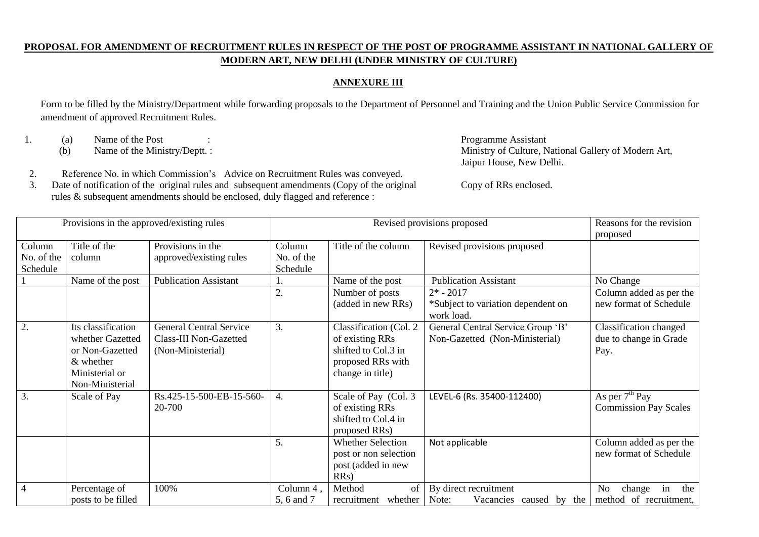**PROPOSAL FOR AMENDMENT OF RECRUITMENT RULES IN RESPECT OF THE POST OF PROGRAMME ASSISTANT IN NATIONAL GALLERY OF MODERN ART, NEW DELHI (UNDER MINISTRY OF CULTURE)**

**ANNEXURE III**

Form to be filled by the Ministry/Department while forwarding proposals to the Department of Personnel and Training and the Union Public Service Commission for amendment of approved Recruitment Rules.

1. (a) Name of the Post : Programme Assistant
   (b) Name of the Ministry/Deptt. : Ministry of Culture, National Gallery of Modern Art, Jaipur House, New Delhi.
2. Reference No. in which Commission's Advice on Recruitment Rules was conveyed.
3. Date of notification of the original rules and subsequent amendments (Copy of the original rules & subsequent amendments should be enclosed, duly flagged and reference : Copy of RRs enclosed.

| Provisions in the approved/existing rules | | | Revised provisions proposed | | | Reasons for the revision proposed |
|---|---|---|---|---|---|---|
| Column No. of the Schedule | Title of the column | Provisions in the approved/existing rules | Column No. of the Schedule | Title of the column | Revised provisions proposed | |
| 1 | Name of the post | Publication Assistant | 1. | Name of the post | Publication Assistant | No Change |
| | | | 2. | Number of posts (added in new RRs) | 2* - 2017<br>*Subject to variation dependent on work load. | Column added as per the new format of Schedule |
| 2. | Its classification whether Gazetted or Non-Gazetted & whether Ministerial or Non-Ministerial | General Central Service Class-III Non-Gazetted (Non-Ministerial) | 3. | Classification (Col. 2 of existing RRs shifted to Col.3 in proposed RRs with change in title) | General Central Service Group 'B' Non-Gazetted (Non-Ministerial) | Classification changed due to change in Grade Pay. |
| 3. | Scale of Pay | Rs.425-15-500-EB-15-560-20-700 | 4. | Scale of Pay (Col. 3 of existing RRs shifted to Col.4 in proposed RRs) | LEVEL-6 (Rs. 35400-112400) | As per 7th Pay Commission Pay Scales |
| | | | 5. | Whether Selection post or non selection post (added in new RRs) | Not applicable | Column added as per the new format of Schedule |
| 4 | Percentage of posts to be filled | 100% | Column 4, 5, 6 and 7 | Method of recruitment whether | By direct recruitment<br>Note: Vacancies caused by the | No change in the method of recruitment, |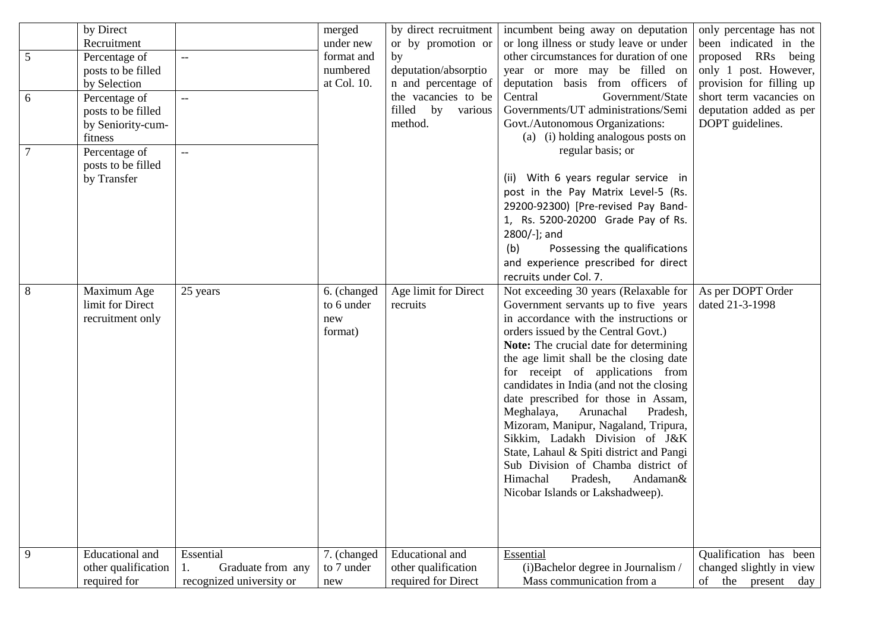| | | | | | | |
|---|---|---|---|---|---|---|
| | by Direct Recruitment | | merged under new format and numbered at Col. 10. | by direct recruitment or by promotion or by deputation/absorption and percentage of the vacancies to be filled by various method. | incumbent being away on deputation or long illness or study leave or under other circumstances for duration of one year or more may be filled on deputation basis from officers of Central Government/State Governments/UT administrations/Semi Govt./Autonomous Organizations:<br>(a) (i) holding analogous posts on regular basis; or<br><br>(ii) With 6 years regular service in post in the Pay Matrix Level-5 (Rs. 29200-92300) [Pre-revised Pay Band-1, Rs. 5200-20200 Grade Pay of Rs. 2800/-]; and<br>(b) Possessing the qualifications and experience prescribed for direct recruits under Col. 7. | only percentage has not been indicated in the proposed RRs being only 1 post. However, provision for filling up short term vacancies on deputation added as per DOPT guidelines. |
| 5 | Percentage of posts to be filled by Selection | -- | | | | |
| 6 | Percentage of posts to be filled by Seniority-cum-fitness | -- | | | | |
| 7 | Percentage of posts to be filled by Transfer | -- | | | | |
| 8 | Maximum Age limit for Direct recruitment only | 25 years | 6. (changed to 6 under new format) | Age limit for Direct recruits | Not exceeding 30 years (Relaxable for Government servants up to five years in accordance with the instructions or orders issued by the Central Govt.)<br>**Note:** The crucial date for determining the age limit shall be the closing date for receipt of applications from candidates in India (and not the closing date prescribed for those in Assam, Meghalaya, Arunachal Pradesh, Mizoram, Manipur, Nagaland, Tripura, Sikkim, Ladakh Division of J&K State, Lahaul & Spiti district and Pangi Sub Division of Chamba district of Himachal Pradesh, Andaman& Nicobar Islands or Lakshadweep). | As per DOPT Order dated 21-3-1998 |
| 9 | Educational and other qualification required for | Essential<br>1. Graduate from any recognized university or | 7. (changed to 7 under new | Educational and other qualification required for Direct | Essential<br>(i)Bachelor degree in Journalism / Mass communication from a | Qualification has been changed slightly in view of the present day |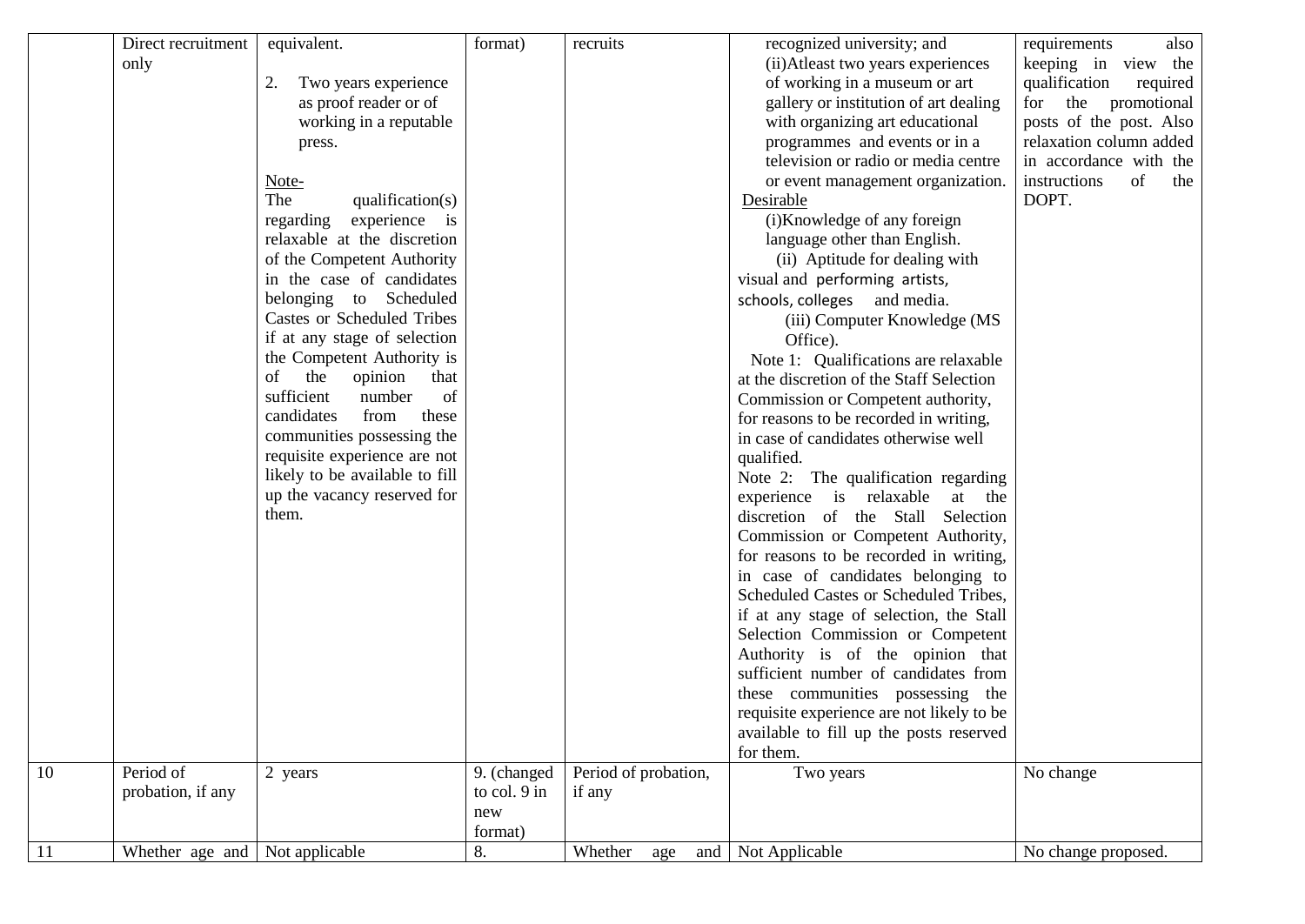| | | | | | | |
|---|---|---|---|---|---|---|
| | Direct recruitment only | equivalent.<br><br>2. Two years experience as proof reader or of working in a reputable press.<br><br>Note-<br>The qualification(s) regarding experience is relaxable at the discretion of the Competent Authority in the case of candidates belonging to Scheduled Castes or Scheduled Tribes if at any stage of selection the Competent Authority is of the opinion that sufficient number of candidates from these communities possessing the requisite experience are not likely to be available to fill up the vacancy reserved for them. | format) | recruits | recognized university; and<br>(ii)Atleast two years experiences of working in a museum or art gallery or institution of art dealing with organizing art educational programmes and events or in a television or radio or media centre or event management organization.<br>Desirable<br>(i)Knowledge of any foreign language other than English.<br>(ii) Aptitude for dealing with visual and performing artists, schools, colleges and media.<br>(iii) Computer Knowledge (MS Office).<br>Note 1: Qualifications are relaxable at the discretion of the Staff Selection Commission or Competent authority, for reasons to be recorded in writing, in case of candidates otherwise well qualified.<br>Note 2: The qualification regarding experience is relaxable at the discretion of the Stall Selection Commission or Competent Authority, for reasons to be recorded in writing, in case of candidates belonging to Scheduled Castes or Scheduled Tribes, if at any stage of selection, the Stall Selection Commission or Competent Authority is of the opinion that sufficient number of candidates from these communities possessing the requisite experience are not likely to be available to fill up the posts reserved for them. | requirements also keeping in view the qualification required for the promotional posts of the post. Also relaxation column added in accordance with the instructions of the DOPT. |
| 10 | Period of probation, if any | 2 years | 9. (changed to col. 9 in new format) | Period of probation, if any | Two years | No change |
| 11 | Whether age and | Not applicable | 8. | Whether age and | Not Applicable | No change proposed. |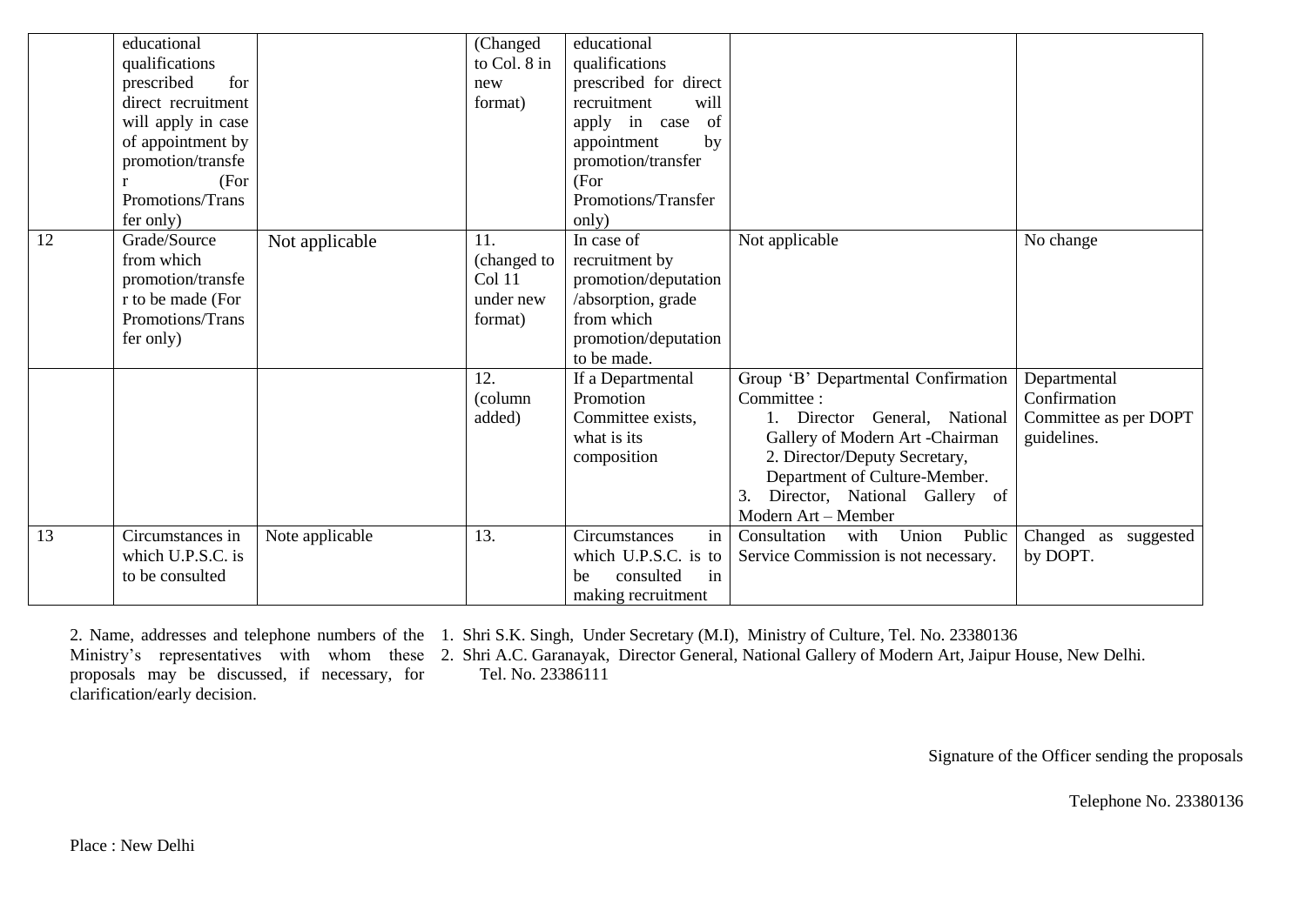| | | | | | | |
|---|---|---|---|---|---|---|
| | educational qualifications prescribed for direct recruitment will apply in case of appointment by promotion/transfer (For Promotions/Transfer only) | | (Changed to Col. 8 in new format) | educational qualifications prescribed for direct recruitment will apply in case of appointment by promotion/transfer (For Promotions/Transfer only) | | |
| 12 | Grade/Source from which promotion/transfer to be made (For Promotions/Transfer only) | Not applicable | 11. (changed to Col 11 under new format) | In case of recruitment by promotion/deputation /absorption, grade from which promotion/deputation to be made. | Not applicable | No change |
| | | | 12. (column added) | If a Departmental Promotion Committee exists, what is its composition | Group 'B' Departmental Confirmation Committee :<br>1. Director General, National Gallery of Modern Art -Chairman<br>2. Director/Deputy Secretary, Department of Culture-Member.<br>3. Director, National Gallery of Modern Art – Member | Departmental Confirmation Committee as per DOPT guidelines. |
| 13 | Circumstances in which U.P.S.C. is to be consulted | Note applicable | 13. | Circumstances in which U.P.S.C. is to be consulted in making recruitment | Consultation with Union Public Service Commission is not necessary. | Changed as suggested by DOPT. |

2. Name, addresses and telephone numbers of the Ministry's representatives with whom these proposals may be discussed, if necessary, for clarification/early decision.

1. Shri S.K. Singh, Under Secretary (M.I), Ministry of Culture, Tel. No. 23380136
2. Shri A.C. Garanayak, Director General, National Gallery of Modern Art, Jaipur House, New Delhi. Tel. No. 23386111

Signature of the Officer sending the proposals

Telephone No. 23380136

Place : New Delhi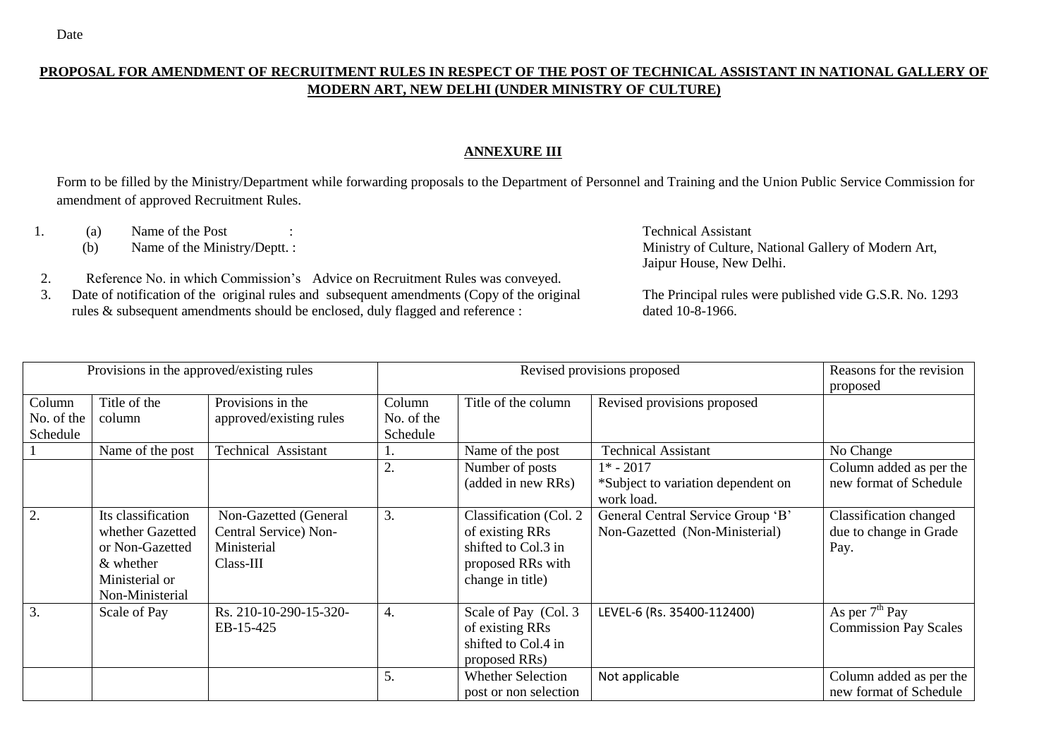Date

**PROPOSAL FOR AMENDMENT OF RECRUITMENT RULES IN RESPECT OF THE POST OF TECHNICAL ASSISTANT IN NATIONAL GALLERY OF MODERN ART, NEW DELHI (UNDER MINISTRY OF CULTURE)**

**ANNEXURE III**

Form to be filled by the Ministry/Department while forwarding proposals to the Department of Personnel and Training and the Union Public Service Commission for amendment of approved Recruitment Rules.

1. (a) Name of the Post : Technical Assistant
   (b) Name of the Ministry/Deptt. : Ministry of Culture, National Gallery of Modern Art, Jaipur House, New Delhi.
2. Reference No. in which Commission's Advice on Recruitment Rules was conveyed.
3. Date of notification of the original rules and subsequent amendments (Copy of the original rules & subsequent amendments should be enclosed, duly flagged and reference : The Principal rules were published vide G.S.R. No. 1293 dated 10-8-1966.

| Provisions in the approved/existing rules | | | Revised provisions proposed | | | Reasons for the revision proposed |
|---|---|---|---|---|---|---|
| Column No. of the Schedule | Title of the column | Provisions in the approved/existing rules | Column No. of the Schedule | Title of the column | Revised provisions proposed | |
| 1 | Name of the post | Technical Assistant | 1. | Name of the post | Technical Assistant | No Change |
| | | | 2. | Number of posts (added in new RRs) | 1* - 2017<br>*Subject to variation dependent on work load. | Column added as per the new format of Schedule |
| 2. | Its classification whether Gazetted or Non-Gazetted & whether Ministerial or Non-Ministerial | Non-Gazetted (General Central Service) Non-Ministerial Class-III | 3. | Classification (Col. 2 of existing RRs shifted to Col.3 in proposed RRs with change in title) | General Central Service Group 'B' Non-Gazetted (Non-Ministerial) | Classification changed due to change in Grade Pay. |
| 3. | Scale of Pay | Rs. 210-10-290-15-320-EB-15-425 | 4. | Scale of Pay (Col. 3 of existing RRs shifted to Col.4 in proposed RRs) | LEVEL-6 (Rs. 35400-112400) | As per 7th Pay Commission Pay Scales |
| | | | 5. | Whether Selection post or non selection | Not applicable | Column added as per the new format of Schedule |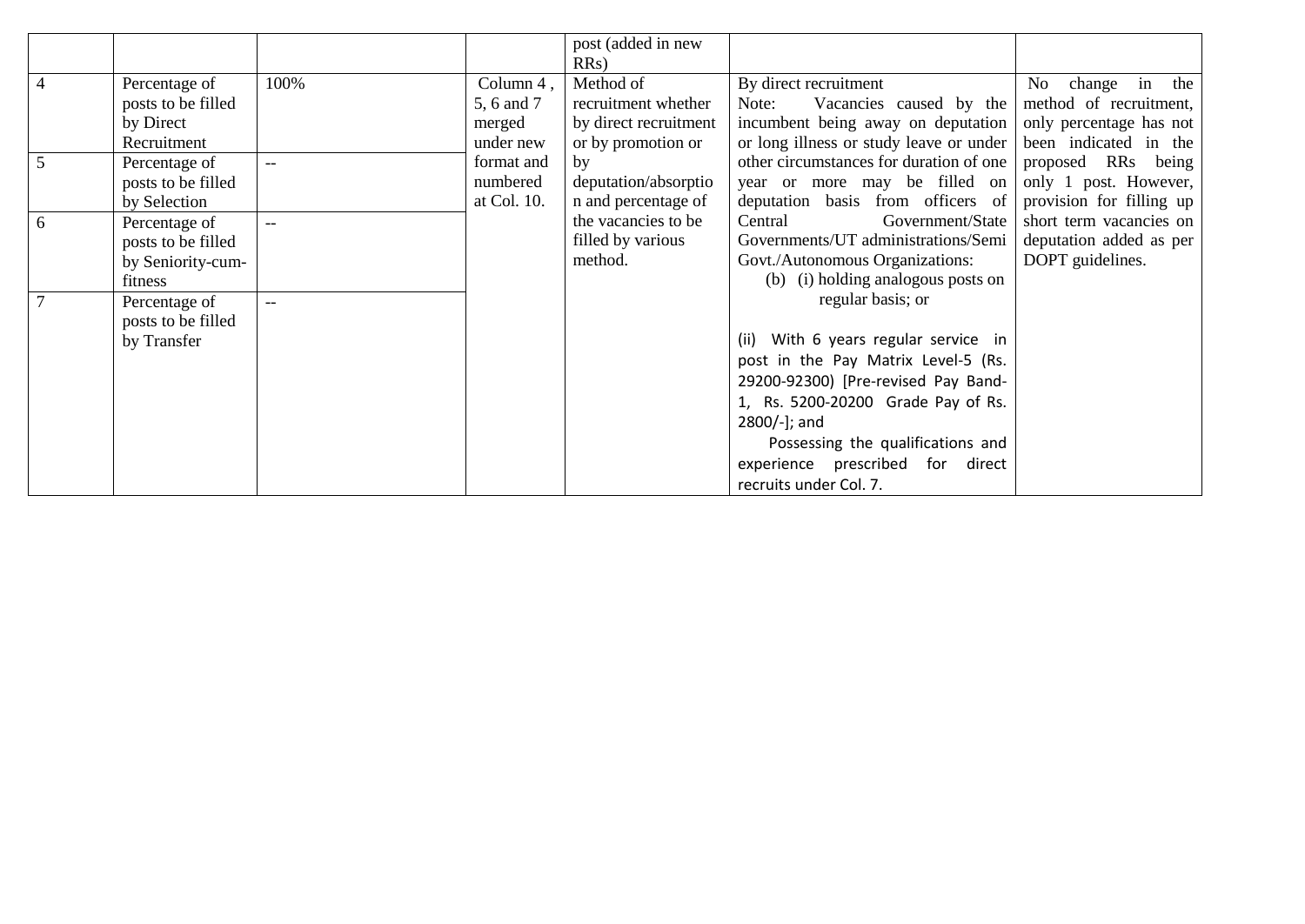| | | | | | | |
|---|---|---|---|---|---|---|
| | | | | post (added in new RRs) | | |
| 4 | Percentage of posts to be filled by Direct Recruitment | 100% | Column 4 , 5, 6 and 7 merged under new format and numbered at Col. 10. | Method of recruitment whether by direct recruitment or by promotion or by deputation/absorption and percentage of the vacancies to be filled by various method. | By direct recruitment<br>Note: Vacancies caused by the incumbent being away on deputation or long illness or study leave or under other circumstances for duration of one year or more may be filled on deputation basis from officers of Central Government/State Governments/UT administrations/Semi Govt./Autonomous Organizations:<br>(b) (i) holding analogous posts on regular basis; or<br><br>(ii) With 6 years regular service in post in the Pay Matrix Level-5 (Rs. 29200-92300) [Pre-revised Pay Band-1, Rs. 5200-20200 Grade Pay of Rs. 2800/-]; and<br>Possessing the qualifications and experience prescribed for direct recruits under Col. 7. | No change in the method of recruitment, only percentage has not been indicated in the proposed RRs being only 1 post. However, provision for filling up short term vacancies on deputation added as per DOPT guidelines. |
| 5 | Percentage of posts to be filled by Selection | -- | | | | |
| 6 | Percentage of posts to be filled by Seniority-cum-fitness | -- | | | | |
| 7 | Percentage of posts to be filled by Transfer | -- | | | | |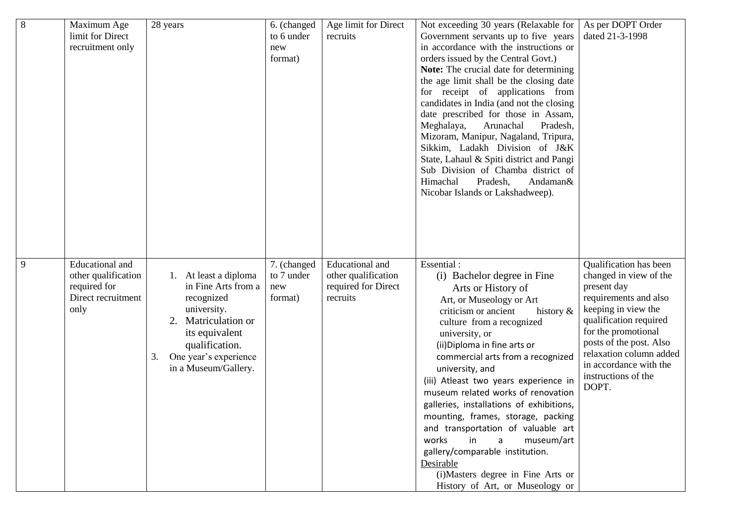| 8 | Maximum Age limit for Direct recruitment only | 28 years | 6. (changed to 6 under new format) | Age limit for Direct recruits | Not exceeding 30 years (Relaxable for Government servants up to five years in accordance with the instructions or orders issued by the Central Govt.)<br>**Note:** The crucial date for determining the age limit shall be the closing date for receipt of applications from candidates in India (and not the closing date prescribed for those in Assam, Meghalaya, Arunachal Pradesh, Mizoram, Manipur, Nagaland, Tripura, Sikkim, Ladakh Division of J&K State, Lahaul & Spiti district and Pangi Sub Division of Chamba district of Himachal Pradesh, Andaman& Nicobar Islands or Lakshadweep). | As per DOPT Order dated 21-3-1998 |
|---|---|---|---|---|---|---|
| 9 | Educational and other qualification required for Direct recruitment only | 1. At least a diploma in Fine Arts from a recognized university.<br>2. Matriculation or its equivalent qualification.<br>3. One year's experience in a Museum/Gallery. | 7. (changed to 7 under new format) | Educational and other qualification required for Direct recruits | Essential :<br>(i) Bachelor degree in Fine Arts or History of Art, or Museology or Art criticism or ancient history & culture from a recognized university, or<br>(ii)Diploma in fine arts or commercial arts from a recognized university, and<br>(iii) Atleast two years experience in museum related works of renovation galleries, installations of exhibitions, mounting, frames, storage, packing and transportation of valuable art works in a museum/art gallery/comparable institution.<br>Desirable<br>(i)Masters degree in Fine Arts or History of Art, or Museology or | Qualification has been changed in view of the present day requirements and also keeping in view the qualification required for the promotional posts of the post. Also relaxation column added in accordance with the instructions of the DOPT. |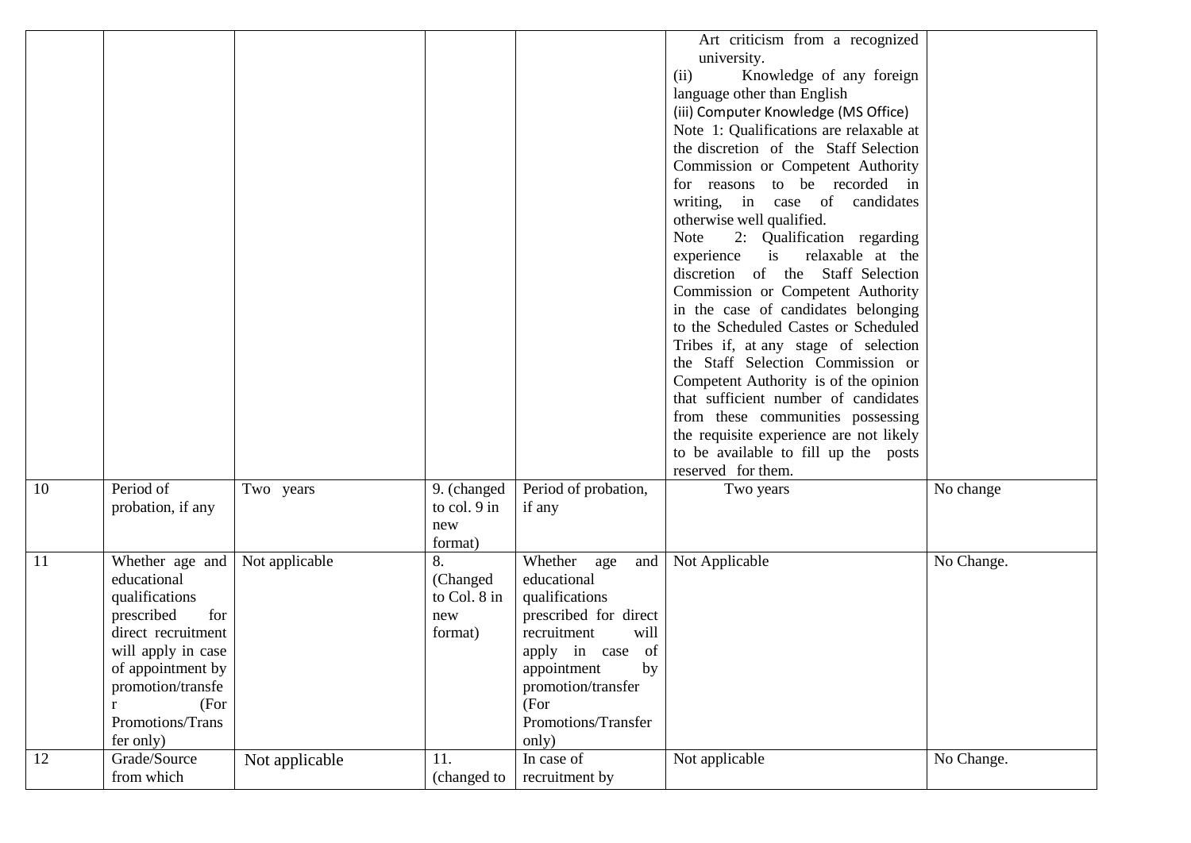| | | | | | | |
|---|---|---|---|---|---|---|
| | | | | | Art criticism from a recognized university.<br>(ii) Knowledge of any foreign language other than English<br>(iii) Computer Knowledge (MS Office)<br>Note 1: Qualifications are relaxable at the discretion of the Staff Selection Commission or Competent Authority for reasons to be recorded in writing, in case of candidates otherwise well qualified.<br>Note 2: Qualification regarding experience is relaxable at the discretion of the Staff Selection Commission or Competent Authority in the case of candidates belonging to the Scheduled Castes or Scheduled Tribes if, at any stage of selection the Staff Selection Commission or Competent Authority is of the opinion that sufficient number of candidates from these communities possessing the requisite experience are not likely to be available to fill up the posts reserved for them. | |
| 10 | Period of probation, if any | Two years | 9. (changed to col. 9 in new format) | Period of probation, if any | Two years | No change |
| 11 | Whether age and educational qualifications prescribed for direct recruitment will apply in case of appointment by promotion/transfer (For Promotions/Transfer only) | Not applicable | 8. (Changed to Col. 8 in new format) | Whether age and educational qualifications prescribed for direct recruitment will apply in case of appointment by promotion/transfer (For Promotions/Transfer only) | Not Applicable | No Change. |
| 12 | Grade/Source from which | Not applicable | 11. (changed to | In case of recruitment by | Not applicable | No Change. |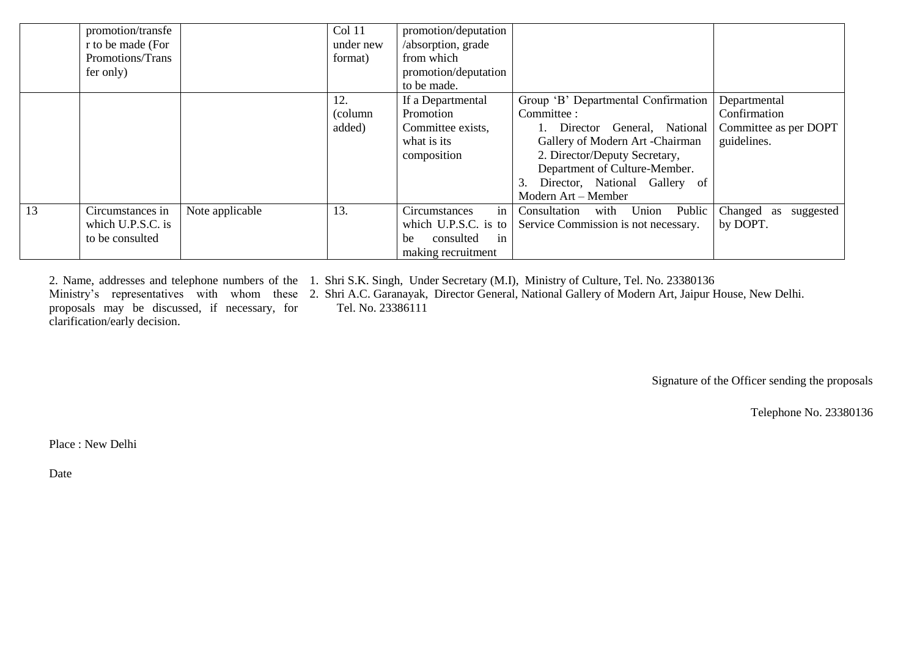|  |  |  |  |  |  |  |
|---|---|---|---|---|---|---|
|  | promotion/transfer to be made (For Promotions/Transfer only) |  | Col 11 under new format) | promotion/deputation/absorption, grade from which promotion/deputation to be made. |  |  |
|  |  |  | 12. (column added) | If a Departmental Promotion Committee exists, what is its composition | Group 'B' Departmental Confirmation Committee :<br>1. Director General, National Gallery of Modern Art -Chairman<br>2. Director/Deputy Secretary, Department of Culture-Member.<br>3. Director, National Gallery of Modern Art – Member | Departmental Confirmation Committee as per DOPT guidelines. |
| 13 | Circumstances in which U.P.S.C. is to be consulted | Note applicable | 13. | Circumstances in which U.P.S.C. is to be consulted in making recruitment | Consultation with Union Public Service Commission is not necessary. | Changed as suggested by DOPT. |

2. Name, addresses and telephone numbers of the Ministry's representatives with whom these proposals may be discussed, if necessary, for clarification/early decision.

1. Shri S.K. Singh, Under Secretary (M.I), Ministry of Culture, Tel. No. 23380136
2. Shri A.C. Garanayak, Director General, National Gallery of Modern Art, Jaipur House, New Delhi. Tel. No. 23386111

Signature of the Officer sending the proposals

Telephone No. 23380136

Place : New Delhi

Date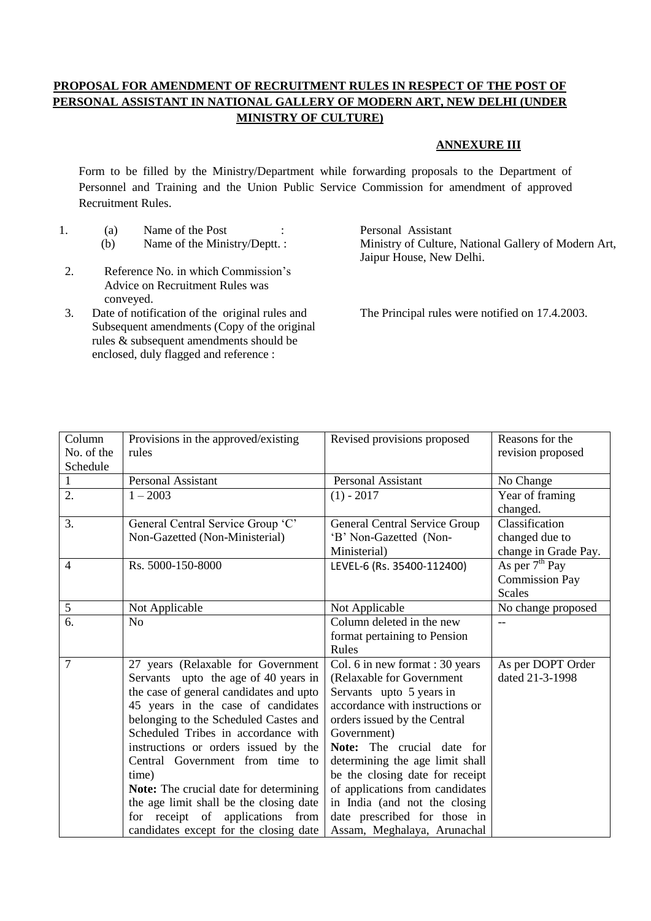**PROPOSAL FOR AMENDMENT OF RECRUITMENT RULES IN RESPECT OF THE POST OF PERSONAL ASSISTANT IN NATIONAL GALLERY OF MODERN ART, NEW DELHI (UNDER MINISTRY OF CULTURE)**

**ANNEXURE III**

Form to be filled by the Ministry/Department while forwarding proposals to the Department of Personnel and Training and the Union Public Service Commission for amendment of approved Recruitment Rules.

1. (a) Name of the Post : Personal Assistant
   (b) Name of the Ministry/Deptt. : Ministry of Culture, National Gallery of Modern Art, Jaipur House, New Delhi.
2. Reference No. in which Commission's Advice on Recruitment Rules was conveyed.
3. Date of notification of the original rules and Subsequent amendments (Copy of the original rules & subsequent amendments should be enclosed, duly flagged and reference : The Principal rules were notified on 17.4.2003.

| Column No. of the Schedule | Provisions in the approved/existing rules | Revised provisions proposed | Reasons for the revision proposed |
|---|---|---|---|
| 1 | Personal Assistant | Personal Assistant | No Change |
| 2. | 1 – 2003 | (1) - 2017 | Year of framing changed. |
| 3. | General Central Service Group 'C' Non-Gazetted (Non-Ministerial) | General Central Service Group 'B' Non-Gazetted (Non-Ministerial) | Classification changed due to change in Grade Pay. |
| 4 | Rs. 5000-150-8000 | LEVEL-6 (Rs. 35400-112400) | As per 7th Pay Commission Pay Scales |
| 5 | Not Applicable | Not Applicable | No change proposed |
| 6. | No | Column deleted in the new format pertaining to Pension Rules | -- |
| 7 | 27 years (Relaxable for Government Servants upto the age of 40 years in the case of general candidates and upto 45 years in the case of candidates belonging to the Scheduled Castes and Scheduled Tribes in accordance with instructions or orders issued by the Central Government from time to time) **Note:** The crucial date for determining the age limit shall be the closing date for receipt of applications from candidates except for the closing date | Col. 6 in new format : 30 years (Relaxable for Government Servants upto 5 years in accordance with instructions or orders issued by the Central Government) **Note:** The crucial date for determining the age limit shall be the closing date for receipt of applications from candidates in India (and not the closing date prescribed for those in Assam, Meghalaya, Arunachal | As per DOPT Order dated 21-3-1998 |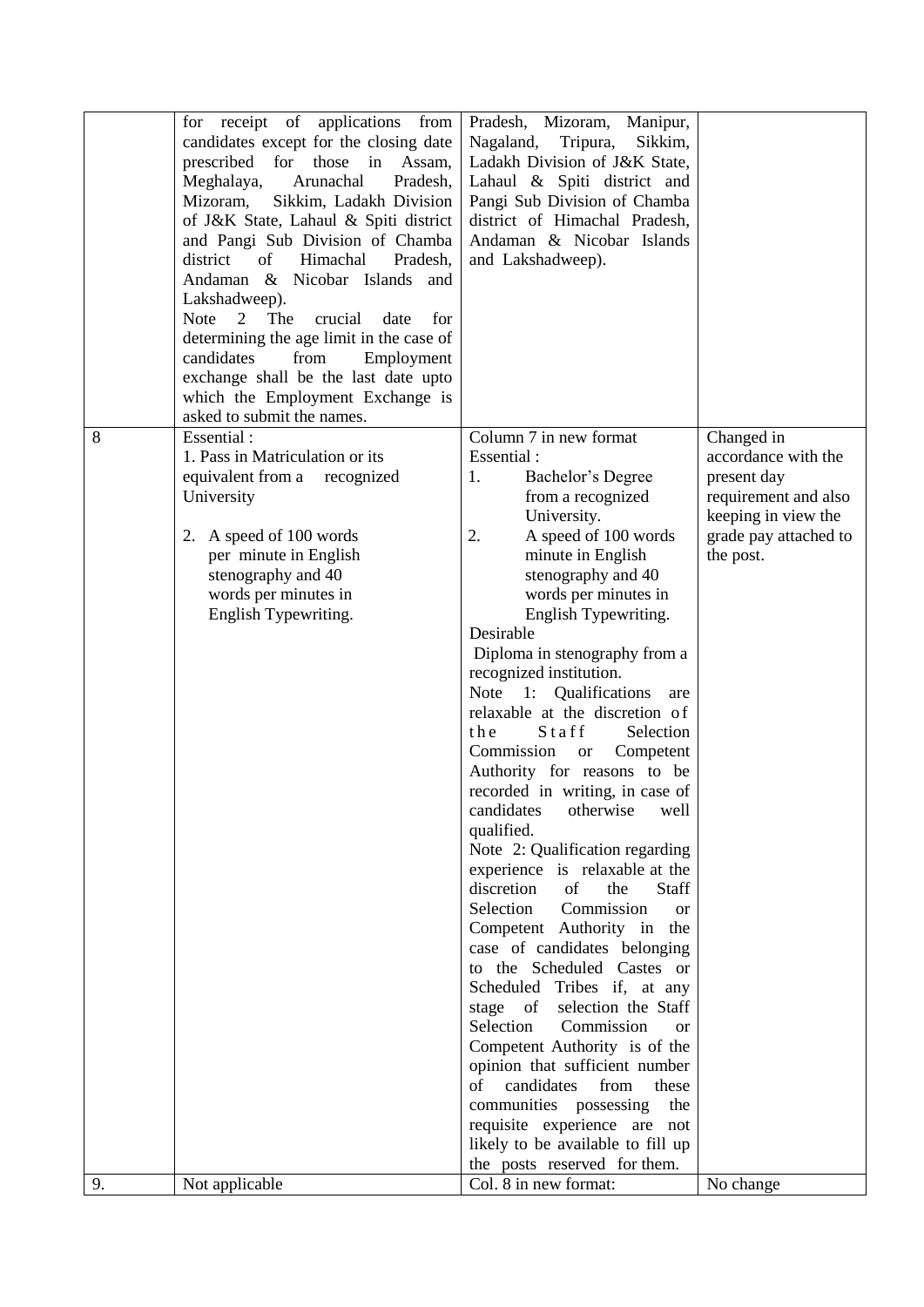| | | | |
|---|---|---|---|
| | for receipt of applications from candidates except for the closing date prescribed for those in Assam, Meghalaya, Arunachal Pradesh, Mizoram, Sikkim, Ladakh Division of J&K State, Lahaul & Spiti district and Pangi Sub Division of Chamba district of Himachal Pradesh, Andaman & Nicobar Islands and Lakshadweep).<br>Note 2 The crucial date for determining the age limit in the case of candidates from Employment exchange shall be the last date upto which the Employment Exchange is asked to submit the names. | Pradesh, Mizoram, Manipur, Nagaland, Tripura, Sikkim, Ladakh Division of J&K State, Lahaul & Spiti district and Pangi Sub Division of Chamba district of Himachal Pradesh, Andaman & Nicobar Islands and Lakshadweep). | |
| 8 | Essential :<br>1. Pass in Matriculation or its equivalent from a recognized University<br><br>2. A speed of 100 words per minute in English stenography and 40 words per minutes in English Typewriting. | Column 7 in new format<br>Essential :<br>1. Bachelor's Degree from a recognized University.<br>2. A speed of 100 words minute in English stenography and 40 words per minutes in English Typewriting.<br>Desirable<br>Diploma in stenography from a recognized institution.<br>Note 1: Qualifications are relaxable at the discretion of the Staff Selection Commission or Competent Authority for reasons to be recorded in writing, in case of candidates otherwise well qualified.<br>Note 2: Qualification regarding experience is relaxable at the discretion of the Staff Selection Commission or Competent Authority in the case of candidates belonging to the Scheduled Castes or Scheduled Tribes if, at any stage of selection the Staff Selection Commission or Competent Authority is of the opinion that sufficient number of candidates from these communities possessing the requisite experience are not likely to be available to fill up the posts reserved for them. | Changed in accordance with the present day requirement and also keeping in view the grade pay attached to the post. |
| 9. | Not applicable | Col. 8 in new format: | No change |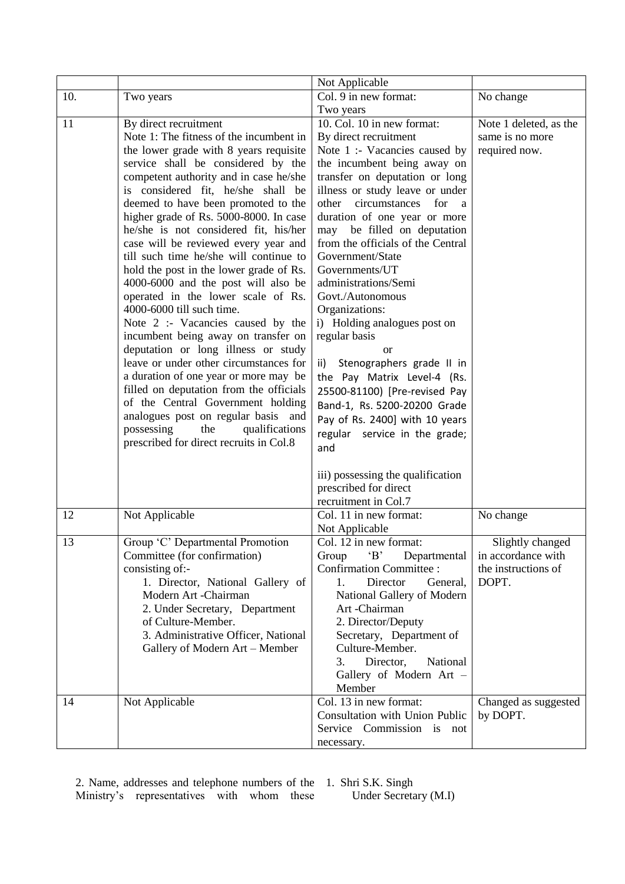| | | Not Applicable | |
|---|---|---|---|
| 10. | Two years | Col. 9 in new format:<br>Two years | No change |
| 11 | By direct recruitment<br>Note 1: The fitness of the incumbent in the lower grade with 8 years requisite service shall be considered by the competent authority and in case he/she is considered fit, he/she shall be deemed to have been promoted to the higher grade of Rs. 5000-8000. In case he/she is not considered fit, his/her case will be reviewed every year and till such time he/she will continue to hold the post in the lower grade of Rs. 4000-6000 and the post will also be operated in the lower scale of Rs. 4000-6000 till such time.<br>Note 2 :- Vacancies caused by the incumbent being away on transfer on deputation or long illness or study leave or under other circumstances for a duration of one year or more may be filled on deputation from the officials of the Central Government holding analogues post on regular basis and possessing the qualifications prescribed for direct recruits in Col.8 | 10. Col. 10 in new format:<br>By direct recruitment<br>Note 1 :- Vacancies caused by the incumbent being away on transfer on deputation or long illness or study leave or under other circumstances for a duration of one year or more may be filled on deputation from the officials of the Central Government/State Governments/UT administrations/Semi Govt./Autonomous Organizations:<br>i) Holding analogues post on regular basis<br>or<br>ii) Stenographers grade II in the Pay Matrix Level-4 (Rs. 25500-81100) [Pre-revised Pay Band-1, Rs. 5200-20200 Grade Pay of Rs. 2400] with 10 years regular service in the grade; and<br><br>iii) possessing the qualification prescribed for direct recruitment in Col.7 | Note 1 deleted, as the same is no more required now. |
| 12 | Not Applicable | Col. 11 in new format:<br>Not Applicable | No change |
| 13 | Group 'C' Departmental Promotion Committee (for confirmation) consisting of:-<br>1. Director, National Gallery of Modern Art -Chairman<br>2. Under Secretary, Department of Culture-Member.<br>3. Administrative Officer, National Gallery of Modern Art – Member | Col. 12 in new format:<br>Group 'B' Departmental Confirmation Committee :<br>1. Director General, National Gallery of Modern Art -Chairman<br>2. Director/Deputy Secretary, Department of Culture-Member.<br>3. Director, National Gallery of Modern Art – Member | Slightly changed in accordance with the instructions of DOPT. |
| 14 | Not Applicable | Col. 13 in new format:<br>Consultation with Union Public Service Commission is not necessary. | Changed as suggested by DOPT. |

2. Name, addresses and telephone numbers of the Ministry's representatives with whom these

1. Shri S.K. Singh
   Under Secretary (M.I)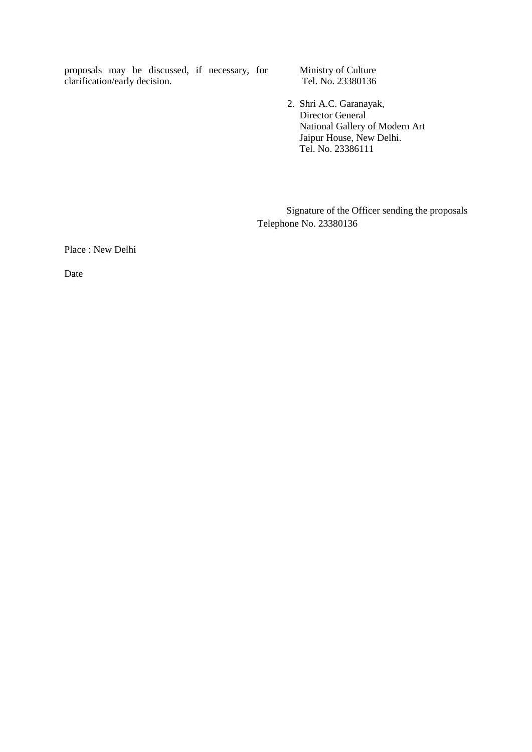proposals may be discussed, if necessary, for clarification/early decision.

Ministry of Culture
Tel. No. 23380136

2. Shri A.C. Garanayak,
   Director General
   National Gallery of Modern Art
   Jaipur House, New Delhi.
   Tel. No. 23386111

Signature of the Officer sending the proposals
Telephone No. 23380136

Place : New Delhi

Date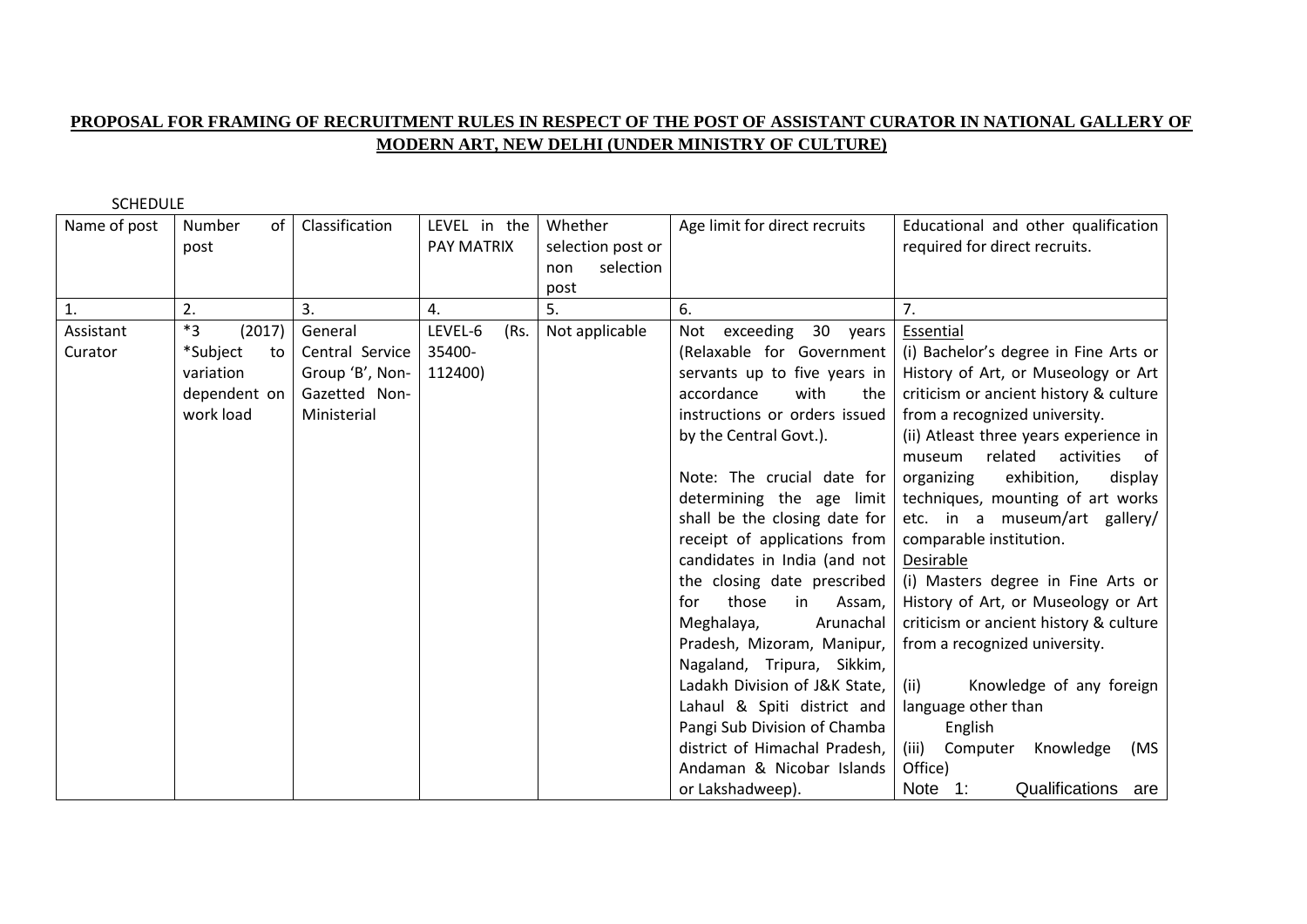**PROPOSAL FOR FRAMING OF RECRUITMENT RULES IN RESPECT OF THE POST OF ASSISTANT CURATOR IN NATIONAL GALLERY OF MODERN ART, NEW DELHI (UNDER MINISTRY OF CULTURE)**

SCHEDULE

| Name of post | Number of post | Classification | LEVEL in the PAY MATRIX | Whether selection post or non selection post | Age limit for direct recruits | Educational and other qualification required for direct recruits. |
|---|---|---|---|---|---|---|
| 1. | 2. | 3. | 4. | 5. | 6. | 7. |
| Assistant Curator | *3 (2017) *Subject to variation dependent on work load | General Central Service Group 'B', Non-Gazetted Non-Ministerial | LEVEL-6 (Rs. 35400-112400) | Not applicable | Not exceeding 30 years (Relaxable for Government servants up to five years in accordance with the instructions or orders issued by the Central Govt.).<br><br>Note: The crucial date for determining the age limit shall be the closing date for receipt of applications from candidates in India (and not the closing date prescribed for those in Assam, Meghalaya, Arunachal Pradesh, Mizoram, Manipur, Nagaland, Tripura, Sikkim, Ladakh Division of J&K State, Lahaul & Spiti district and Pangi Sub Division of Chamba district of Himachal Pradesh, Andaman & Nicobar Islands or Lakshadweep). | Essential<br>(i) Bachelor's degree in Fine Arts or History of Art, or Museology or Art criticism or ancient history & culture from a recognized university.<br>(ii) Atleast three years experience in museum related activities of organizing exhibition, display techniques, mounting of art works etc. in a museum/art gallery/ comparable institution.<br>Desirable<br>(i) Masters degree in Fine Arts or History of Art, or Museology or Art criticism or ancient history & culture from a recognized university.<br><br>(ii) Knowledge of any foreign language other than English<br>(iii) Computer Knowledge (MS Office)<br>Note 1: Qualifications are |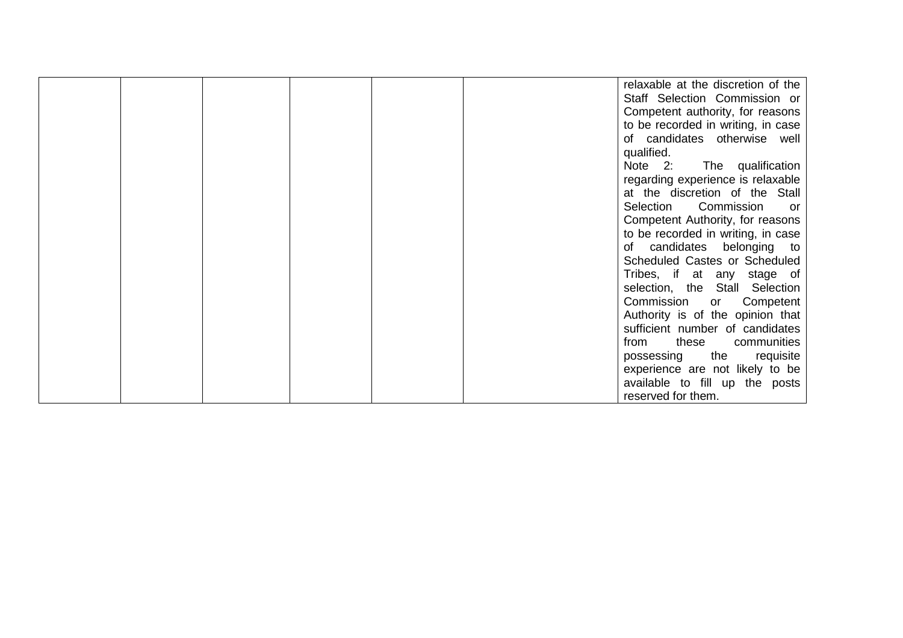| | | | | | | |
|---|---|---|---|---|---|---|
| | | | | | | relaxable at the discretion of the Staff Selection Commission or Competent authority, for reasons to be recorded in writing, in case of candidates otherwise well qualified.<br>Note 2: The qualification regarding experience is relaxable at the discretion of the Stall Selection Commission or Competent Authority, for reasons to be recorded in writing, in case of candidates belonging to Scheduled Castes or Scheduled Tribes, if at any stage of selection, the Stall Selection Commission or Competent Authority is of the opinion that sufficient number of candidates from these communities possessing the requisite experience are not likely to be available to fill up the posts reserved for them. |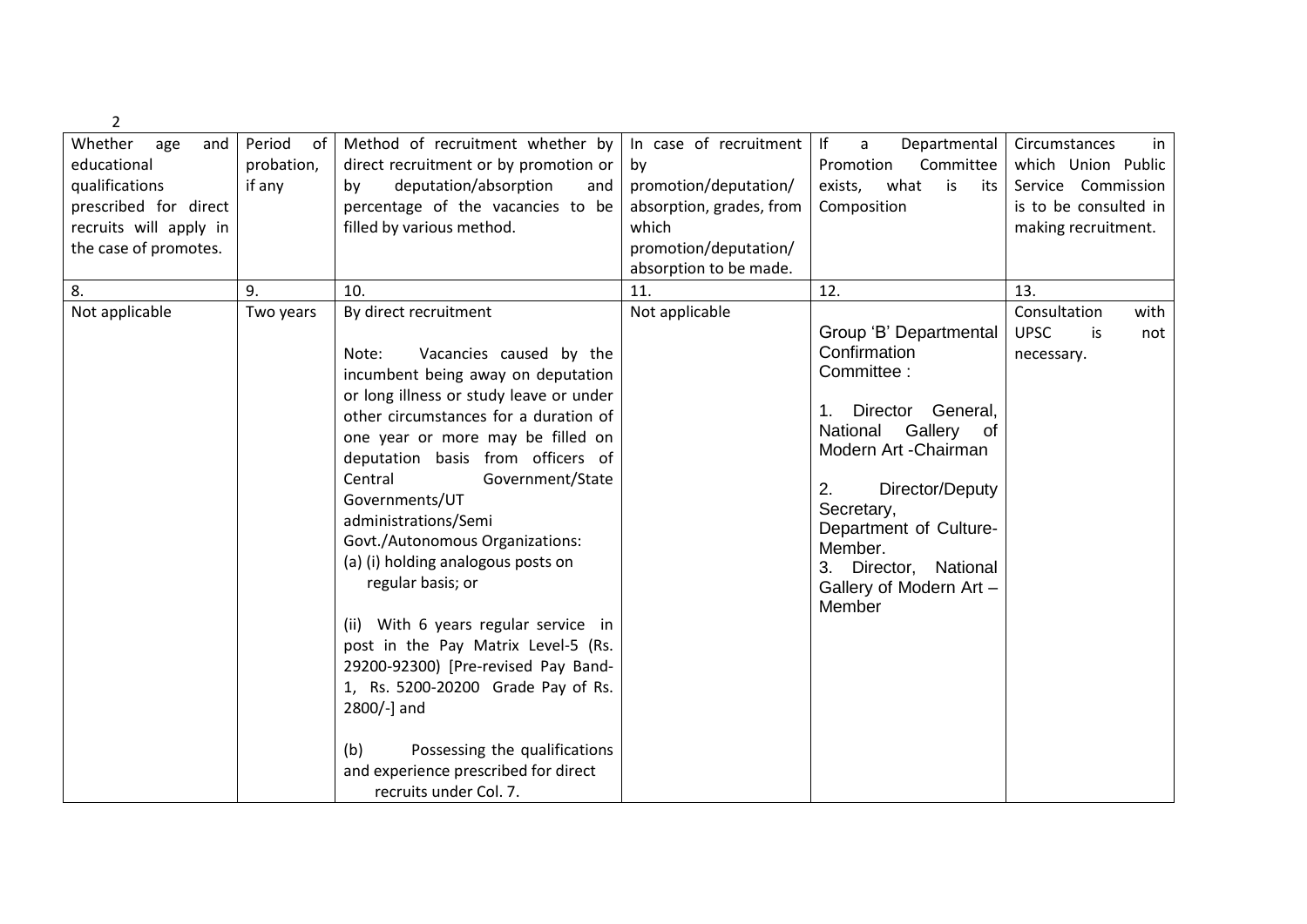| Whether age and educational qualifications prescribed for direct recruits will apply in the case of promotes. | Period of probation, if any | Method of recruitment whether by direct recruitment or by promotion or by deputation/absorption and percentage of the vacancies to be filled by various method. | In case of recruitment by promotion/deputation/ absorption, grades, from which promotion/deputation/ absorption to be made. | If a Departmental Promotion Committee exists, what is its Composition | Circumstances in which Union Public Service Commission is to be consulted in making recruitment. |
|---|---|---|---|---|---|
| 8. | 9. | 10. | 11. | 12. | 13. |
| Not applicable | Two years | By direct recruitment<br><br>Note: Vacancies caused by the incumbent being away on deputation or long illness or study leave or under other circumstances for a duration of one year or more may be filled on deputation basis from officers of Central Government/State Governments/UT administrations/Semi Govt./Autonomous Organizations:<br>(a) (i) holding analogous posts on regular basis; or<br><br>(ii) With 6 years regular service in post in the Pay Matrix Level-5 (Rs. 29200-92300) [Pre-revised Pay Band-1, Rs. 5200-20200 Grade Pay of Rs. 2800/-] and<br><br>(b) Possessing the qualifications and experience prescribed for direct recruits under Col. 7. | Not applicable | Group 'B' Departmental Confirmation Committee :<br><br>1. Director General, National Gallery of Modern Art -Chairman<br><br>2. Director/Deputy Secretary, Department of Culture-Member.<br>3. Director, National Gallery of Modern Art – Member | Consultation with UPSC is not necessary. |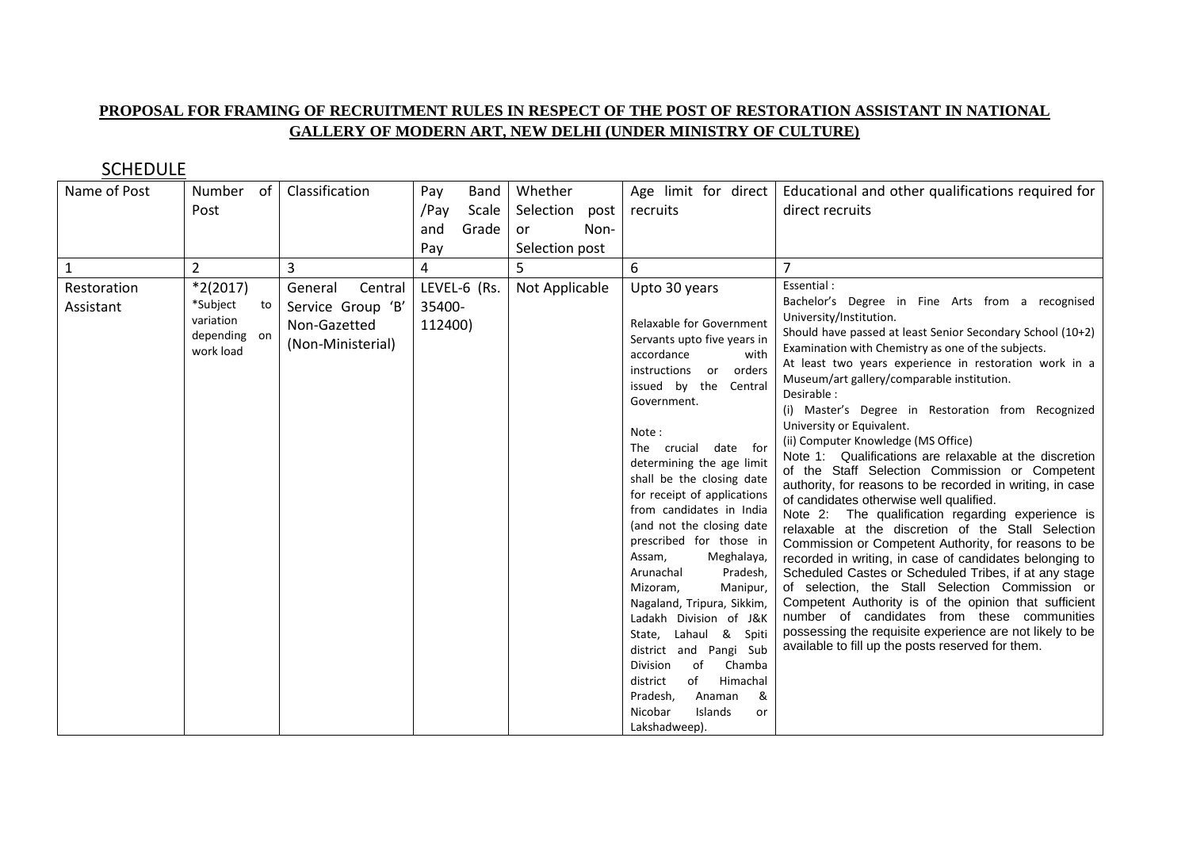**PROPOSAL FOR FRAMING OF RECRUITMENT RULES IN RESPECT OF THE POST OF RESTORATION ASSISTANT IN NATIONAL GALLERY OF MODERN ART, NEW DELHI (UNDER MINISTRY OF CULTURE)**

SCHEDULE

| Name of Post | Number of Post | Classification | Pay Band /Pay Scale and Grade Pay | Whether Selection post or Non-Selection post | Age limit for direct recruits | Educational and other qualifications required for direct recruits |
|---|---|---|---|---|---|---|
| 1 | 2 | 3 | 4 | 5 | 6 | 7 |
| Restoration Assistant | *2(2017) *Subject to variation depending on work load | General Central Service Group 'B' Non-Gazetted (Non-Ministerial) | LEVEL-6 (Rs. 35400-112400) | Not Applicable | Upto 30 years<br><br>Relaxable for Government Servants upto five years in accordance with instructions or orders issued by the Central Government.<br><br>Note : The crucial date for determining the age limit shall be the closing date for receipt of applications from candidates in India (and not the closing date prescribed for those in Assam, Meghalaya, Arunachal Pradesh, Mizoram, Manipur, Nagaland, Tripura, Sikkim, Ladakh Division of J&K State, Lahaul & Spiti district and Pangi Sub Division of Chamba district of Himachal Pradesh, Anaman & Nicobar Islands or Lakshadweep). | Essential :<br>Bachelor's Degree in Fine Arts from a recognised University/Institution.<br>Should have passed at least Senior Secondary School (10+2) Examination with Chemistry as one of the subjects.<br>At least two years experience in restoration work in a Museum/art gallery/comparable institution.<br>Desirable :<br>(i) Master's Degree in Restoration from Recognized University or Equivalent.<br>(ii) Computer Knowledge (MS Office)<br>Note 1: Qualifications are relaxable at the discretion of the Staff Selection Commission or Competent authority, for reasons to be recorded in writing, in case of candidates otherwise well qualified.<br>Note 2: The qualification regarding experience is relaxable at the discretion of the Stall Selection Commission or Competent Authority, for reasons to be recorded in writing, in case of candidates belonging to Scheduled Castes or Scheduled Tribes, if at any stage of selection, the Stall Selection Commission or Competent Authority is of the opinion that sufficient number of candidates from these communities possessing the requisite experience are not likely to be available to fill up the posts reserved for them. |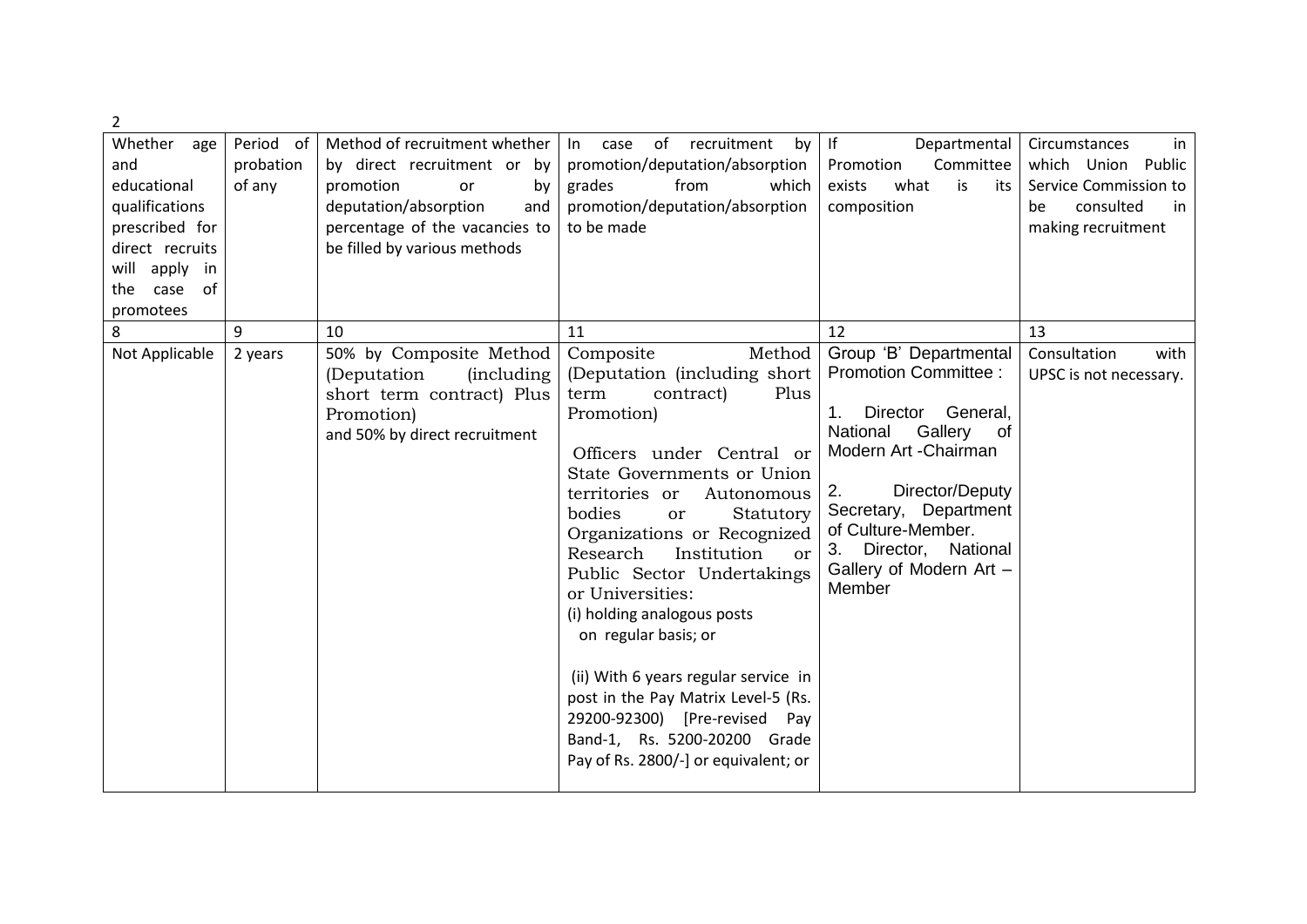| Whether age and educational qualifications prescribed for direct recruits will apply in the case of promotees | Period of probation of any | Method of recruitment whether by direct recruitment or by promotion or by deputation/absorption and percentage of the vacancies to be filled by various methods | In case of recruitment by promotion/deputation/absorption grades from which promotion/deputation/absorption to be made | If Departmental Promotion Committee exists what is its composition | Circumstances in which Union Public Service Commission to be consulted in making recruitment |
|---|---|---|---|---|---|
| 8 | 9 | 10 | 11 | 12 | 13 |
| Not Applicable | 2 years | 50% by Composite Method (Deputation (including short term contract) Plus Promotion) and 50% by direct recruitment | Composite Method (Deputation (including short term contract) Plus Promotion)<br><br>Officers under Central or State Governments or Union territories or Autonomous bodies or Statutory Organizations or Recognized Research Institution or Public Sector Undertakings or Universities:<br>(i) holding analogous posts on regular basis; or<br><br>(ii) With 6 years regular service in post in the Pay Matrix Level-5 (Rs. 29200-92300) [Pre-revised Pay Band-1, Rs. 5200-20200 Grade Pay of Rs. 2800/-] or equivalent; or | Group 'B' Departmental Promotion Committee :<br><br>1. Director General, National Gallery of Modern Art -Chairman<br><br>2. Director/Deputy Secretary, Department of Culture-Member.<br>3. Director, National Gallery of Modern Art – Member | Consultation with UPSC is not necessary. |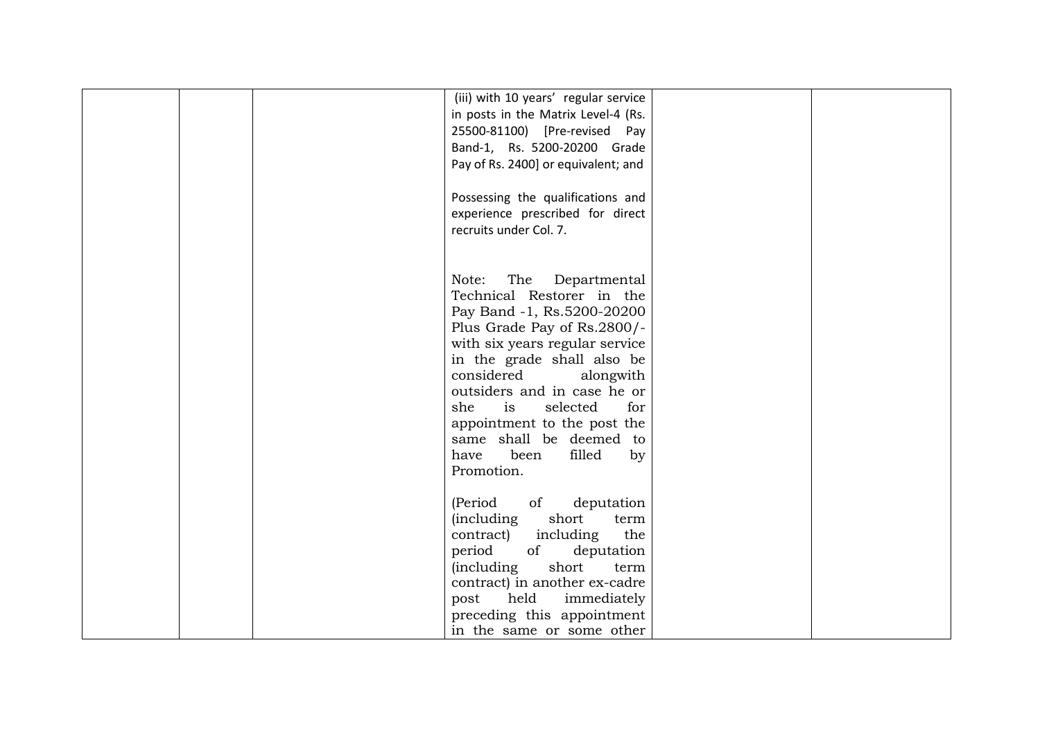|  |  |  | (iii) with 10 years' regular service in posts in the Matrix Level-4 (Rs. 25500-81100) [Pre-revised Pay Band-1, Rs. 5200-20200 Grade Pay of Rs. 2400] or equivalent; and<br><br>Possessing the qualifications and experience prescribed for direct recruits under Col. 7.<br><br>Note: The Departmental Technical Restorer in the Pay Band -1, Rs.5200-20200 Plus Grade Pay of Rs.2800/- with six years regular service in the grade shall also be considered alongwith outsiders and in case he or she is selected for appointment to the post the same shall be deemed to have been filled by Promotion.<br><br>(Period of deputation (including short term contract) including the period of deputation (including short term contract) in another ex-cadre post held immediately preceding this appointment in the same or some other |  |  |
|---|---|---|---|---|---|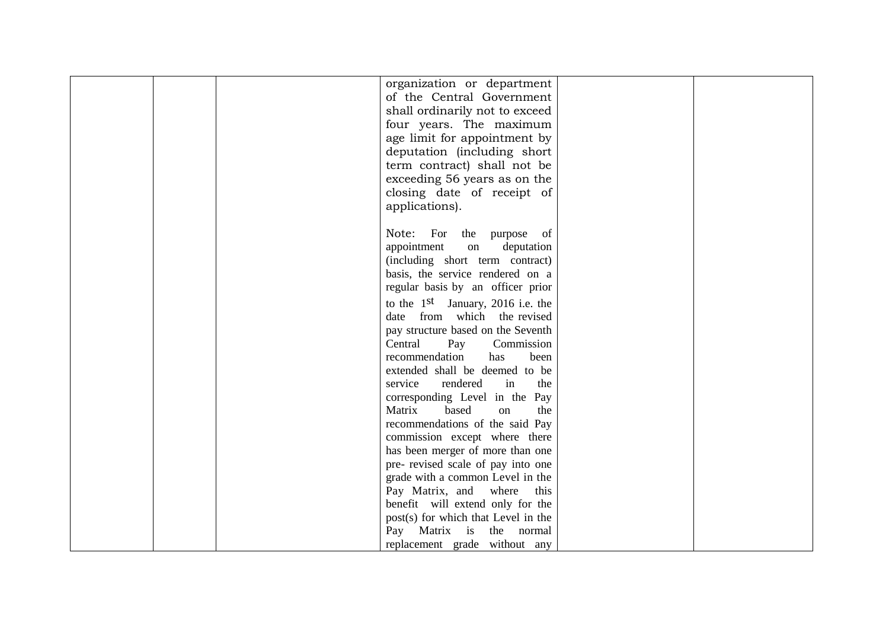|  |  |  | organization or department of the Central Government shall ordinarily not to exceed four years. The maximum age limit for appointment by deputation (including short term contract) shall not be exceeding 56 years as on the closing date of receipt of applications).<br><br>Note: For the purpose of appointment on deputation (including short term contract) basis, the service rendered on a regular basis by an officer prior to the 1st January, 2016 i.e. the date from which the revised pay structure based on the Seventh Central Pay Commission recommendation has been extended shall be deemed to be service rendered in the corresponding Level in the Pay Matrix based on the recommendations of the said Pay commission except where there has been merger of more than one pre- revised scale of pay into one grade with a common Level in the Pay Matrix, and where this benefit will extend only for the post(s) for which that Level in the Pay Matrix is the normal replacement grade without any |  |  |
|---|---|---|---|---|---|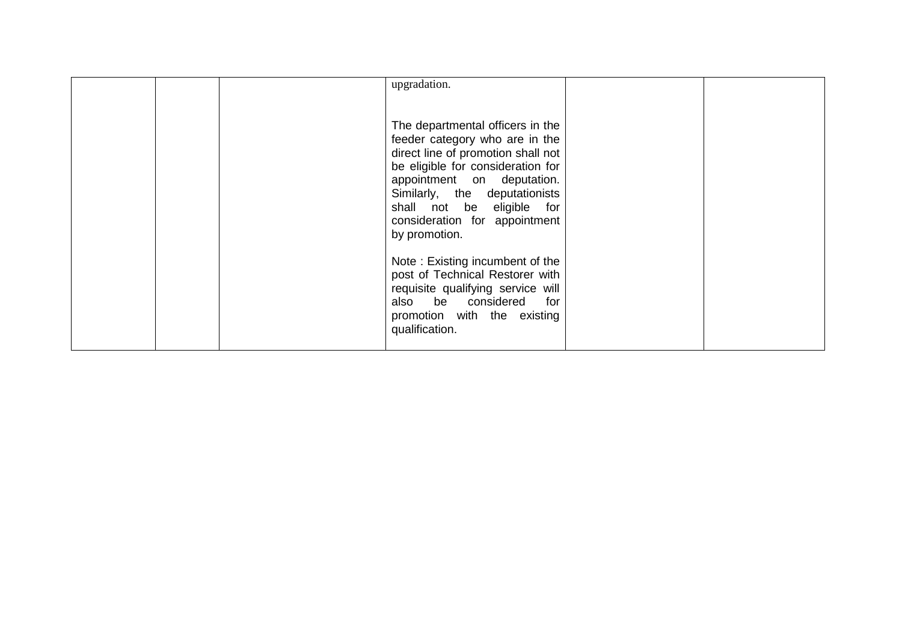| | | | | | |
|---|---|---|---|---|---|
| | | | upgradation.<br><br>The departmental officers in the feeder category who are in the direct line of promotion shall not be eligible for consideration for appointment on deputation. Similarly, the deputationists shall not be eligible for consideration for appointment by promotion.<br><br>Note : Existing incumbent of the post of Technical Restorer with requisite qualifying service will also be considered for promotion with the existing qualification. | | |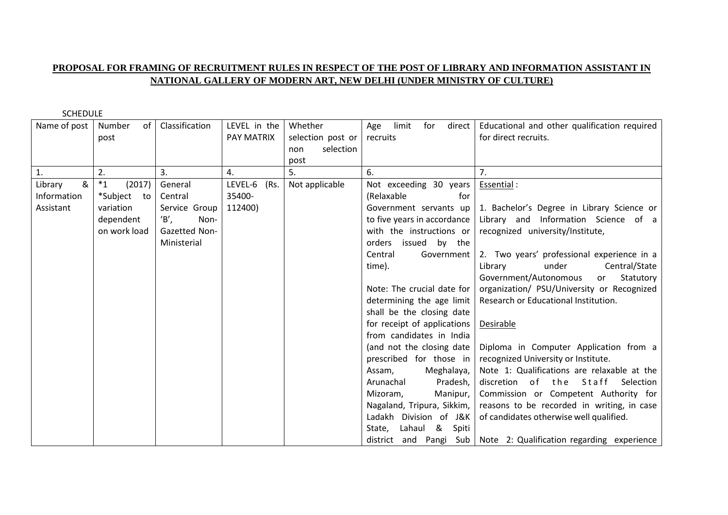**PROPOSAL FOR FRAMING OF RECRUITMENT RULES IN RESPECT OF THE POST OF LIBRARY AND INFORMATION ASSISTANT IN NATIONAL GALLERY OF MODERN ART, NEW DELHI (UNDER MINISTRY OF CULTURE)**

SCHEDULE

| Name of post | Number of post | Classification | LEVEL in the PAY MATRIX | Whether selection post or non selection post | Age limit for direct recruits | Educational and other qualification required for direct recruits. |
|---|---|---|---|---|---|---|
| 1. | 2. | 3. | 4. | 5. | 6. | 7. |
| Library & Information Assistant | *1 (2017) *Subject to variation dependent on work load | General Central Service Group 'B', Non-Gazetted Non-Ministerial | LEVEL-6 (Rs. 35400-112400) | Not applicable | Not exceeding 30 years (Relaxable for Government servants up to five years in accordance with the instructions or orders issued by the Central Government time).<br><br>Note: The crucial date for determining the age limit shall be the closing date for receipt of applications from candidates in India (and not the closing date prescribed for those in Assam, Meghalaya, Arunachal Pradesh, Mizoram, Manipur, Nagaland, Tripura, Sikkim, Ladakh Division of J&K State, Lahaul & Spiti district and Pangi Sub | Essential :<br><br>1. Bachelor's Degree in Library Science or Library and Information Science of a recognized university/Institute,<br><br>2. Two years' professional experience in a Library under Central/State Government/Autonomous or Statutory organization/ PSU/University or Recognized Research or Educational Institution.<br><br>Desirable<br><br>Diploma in Computer Application from a recognized University or Institute.<br>Note 1: Qualifications are relaxable at the discretion of the Staff Selection Commission or Competent Authority for reasons to be recorded in writing, in case of candidates otherwise well qualified.<br><br>Note 2: Qualification regarding experience |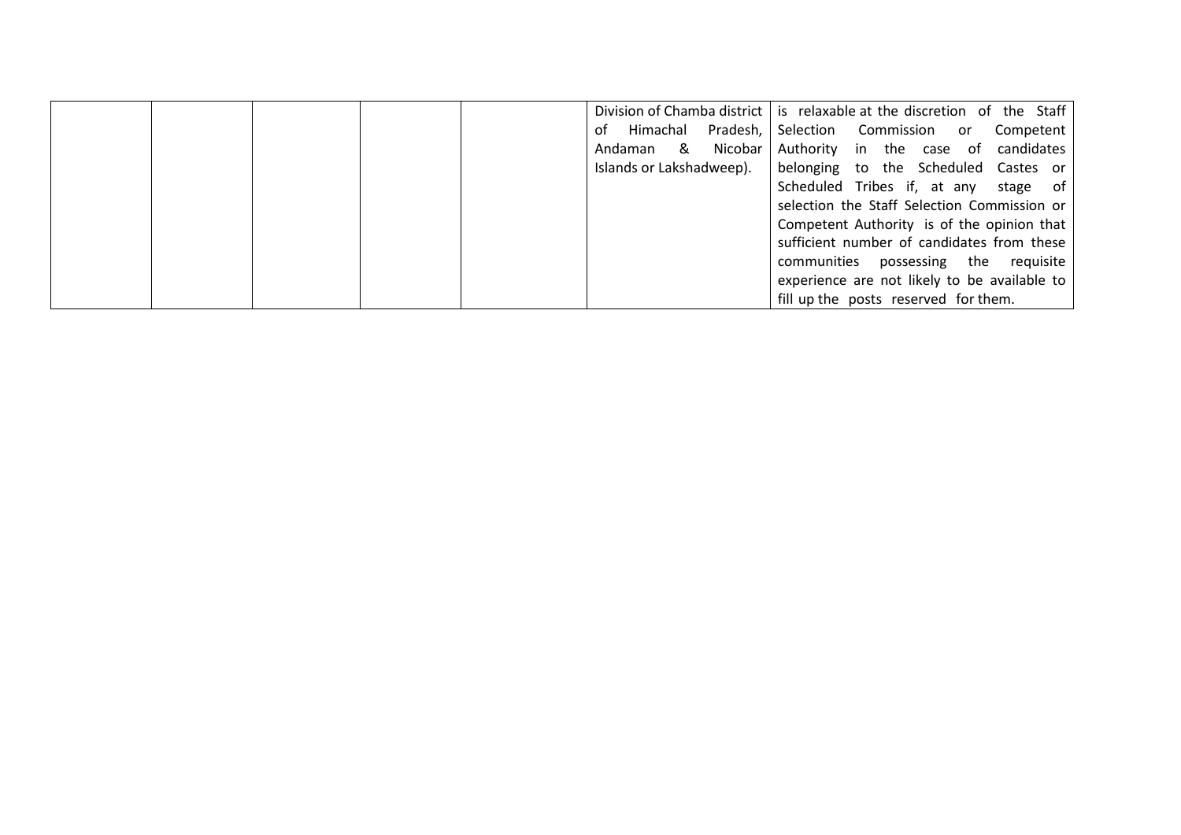| | | | | | | |
|---|---|---|---|---|---|---|
| | | | | | Division of Chamba district of Himachal Pradesh, Andaman & Nicobar Islands or Lakshadweep). | is relaxable at the discretion of the Staff Selection Commission or Competent Authority in the case of candidates belonging to the Scheduled Castes or Scheduled Tribes if, at any stage of selection the Staff Selection Commission or Competent Authority is of the opinion that sufficient number of candidates from these communities possessing the requisite experience are not likely to be available to fill up the posts reserved for them. |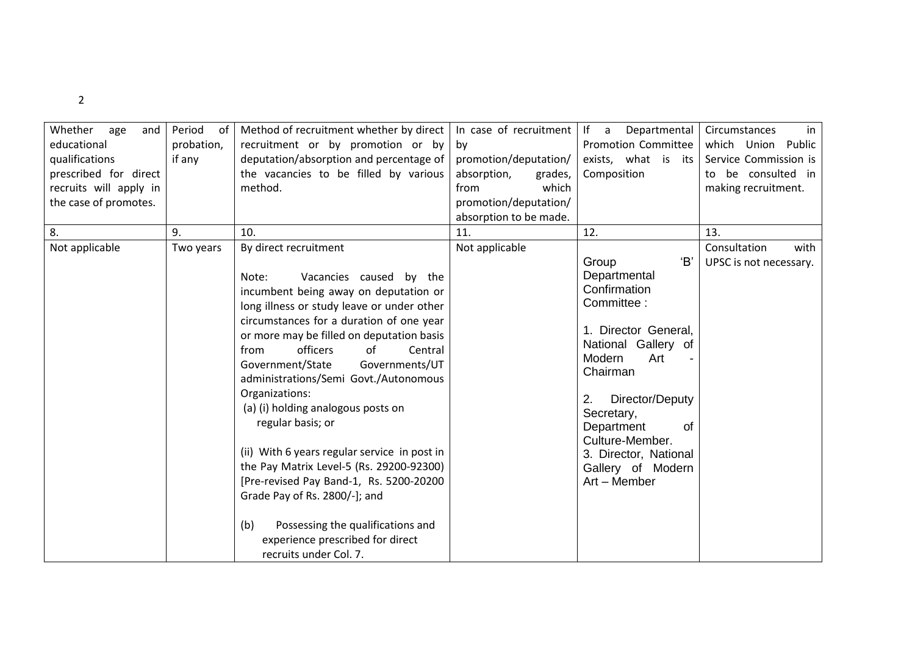| Whether age and educational qualifications prescribed for direct recruits will apply in the case of promotes. | Period of probation, if any | Method of recruitment whether by direct recruitment or by promotion or by deputation/absorption and percentage of the vacancies to be filled by various method. | In case of recruitment by promotion/deputation/ absorption, grades, from which promotion/deputation/ absorption to be made. | If a Departmental Promotion Committee exists, what is its Composition | Circumstances in which Union Public Service Commission is to be consulted in making recruitment. |
|---|---|---|---|---|---|
| 8. | 9. | 10. | 11. | 12. | 13. |
| Not applicable | Two years | By direct recruitment<br><br>Note: Vacancies caused by the incumbent being away on deputation or long illness or study leave or under other circumstances for a duration of one year or more may be filled on deputation basis from officers of Central Government/State Governments/UT administrations/Semi Govt./Autonomous Organizations:<br>(a) (i) holding analogous posts on regular basis; or<br><br>(ii) With 6 years regular service in post in the Pay Matrix Level-5 (Rs. 29200-92300) [Pre-revised Pay Band-1, Rs. 5200-20200 Grade Pay of Rs. 2800/-]; and<br><br>(b) Possessing the qualifications and experience prescribed for direct recruits under Col. 7. | Not applicable | Group 'B' Departmental Confirmation Committee :<br><br>1. Director General, National Gallery of Modern Art - Chairman<br><br>2. Director/Deputy Secretary, Department of Culture-Member.<br>3. Director, National Gallery of Modern Art – Member | Consultation with UPSC is not necessary. |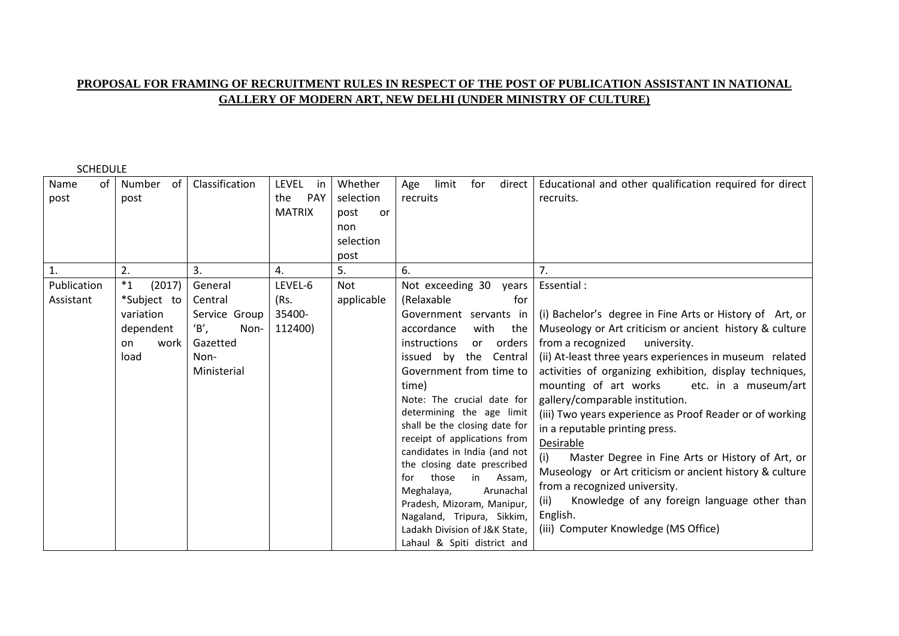**PROPOSAL FOR FRAMING OF RECRUITMENT RULES IN RESPECT OF THE POST OF PUBLICATION ASSISTANT IN NATIONAL GALLERY OF MODERN ART, NEW DELHI (UNDER MINISTRY OF CULTURE)**

SCHEDULE

| Name of post | Number of post | Classification | LEVEL in the PAY MATRIX | Whether selection post or non selection post | Age limit for direct recruits | Educational and other qualification required for direct recruits. |
|---|---|---|---|---|---|---|
| 1. | 2. | 3. | 4. | 5. | 6. | 7. |
| Publication Assistant | *1 (2017) *Subject to variation dependent on work load | General Central Service Group 'B', Non-Gazetted Non-Ministerial | LEVEL-6 (Rs. 35400-112400) | Not applicable | Not exceeding 30 years (Relaxable for Government servants in accordance with the instructions or orders issued by the Central Government from time to time)<br>Note: The crucial date for determining the age limit shall be the closing date for receipt of applications from candidates in India (and not the closing date prescribed for those in Assam, Meghalaya, Arunachal Pradesh, Mizoram, Manipur, Nagaland, Tripura, Sikkim, Ladakh Division of J&K State, Lahaul & Spiti district and | Essential :<br>(i) Bachelor's degree in Fine Arts or History of Art, or Museology or Art criticism or ancient history & culture from a recognized university.<br>(ii) At-least three years experiences in museum related activities of organizing exhibition, display techniques, mounting of art works etc. in a museum/art gallery/comparable institution.<br>(iii) Two years experience as Proof Reader or of working in a reputable printing press.<br>Desirable<br>(i) Master Degree in Fine Arts or History of Art, or Museology or Art criticism or ancient history & culture from a recognized university.<br>(ii) Knowledge of any foreign language other than English.<br>(iii) Computer Knowledge (MS Office) |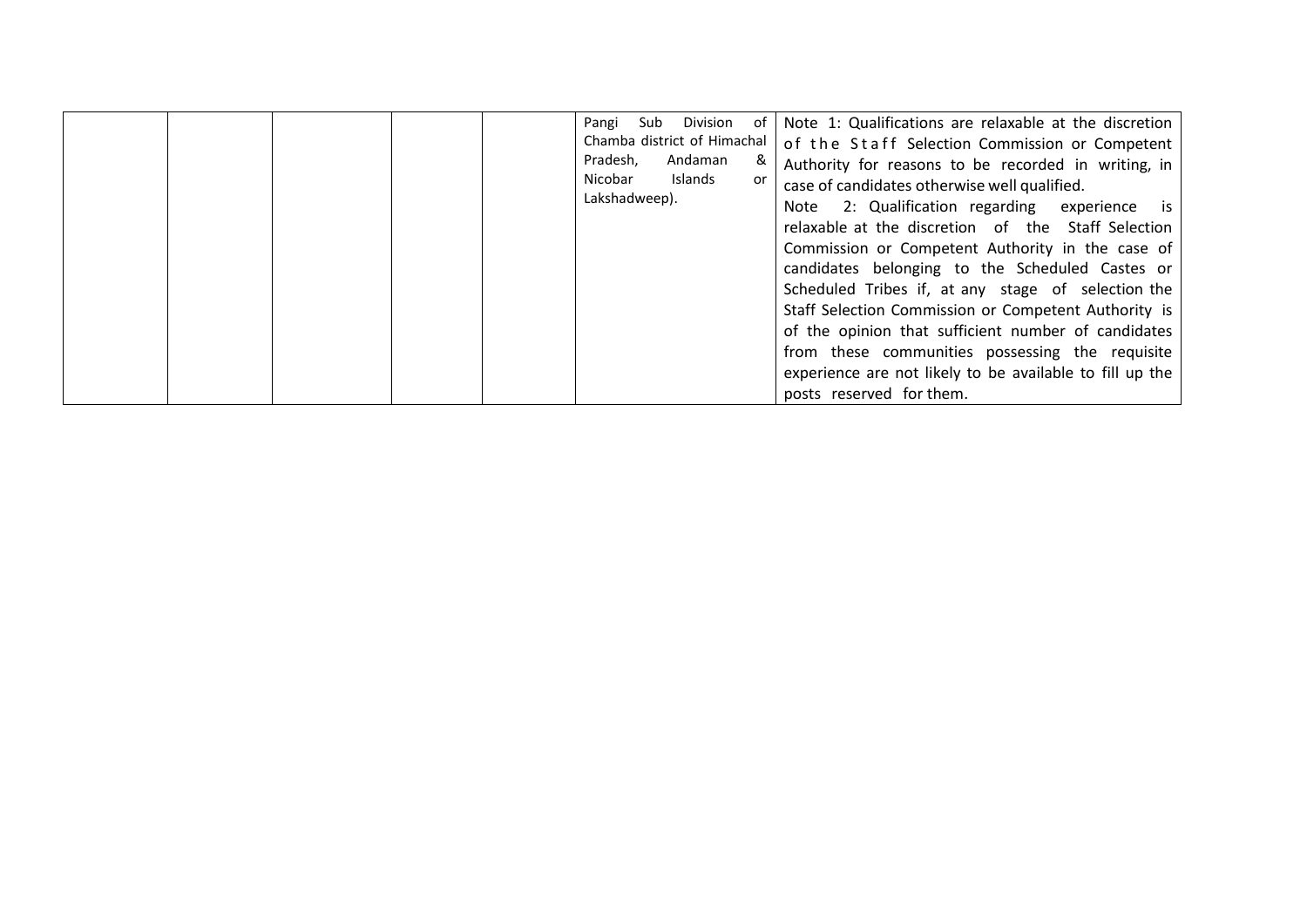| | | | | | | |
|---|---|---|---|---|---|---|
| | | | | | Pangi Sub Division of Chamba district of Himachal Pradesh, Andaman & Nicobar Islands or Lakshadweep). | Note 1: Qualifications are relaxable at the discretion of the Staff Selection Commission or Competent Authority for reasons to be recorded in writing, in case of candidates otherwise well qualified.<br>Note 2: Qualification regarding experience is relaxable at the discretion of the Staff Selection Commission or Competent Authority in the case of candidates belonging to the Scheduled Castes or Scheduled Tribes if, at any stage of selection the Staff Selection Commission or Competent Authority is of the opinion that sufficient number of candidates from these communities possessing the requisite experience are not likely to be available to fill up the posts reserved for them. |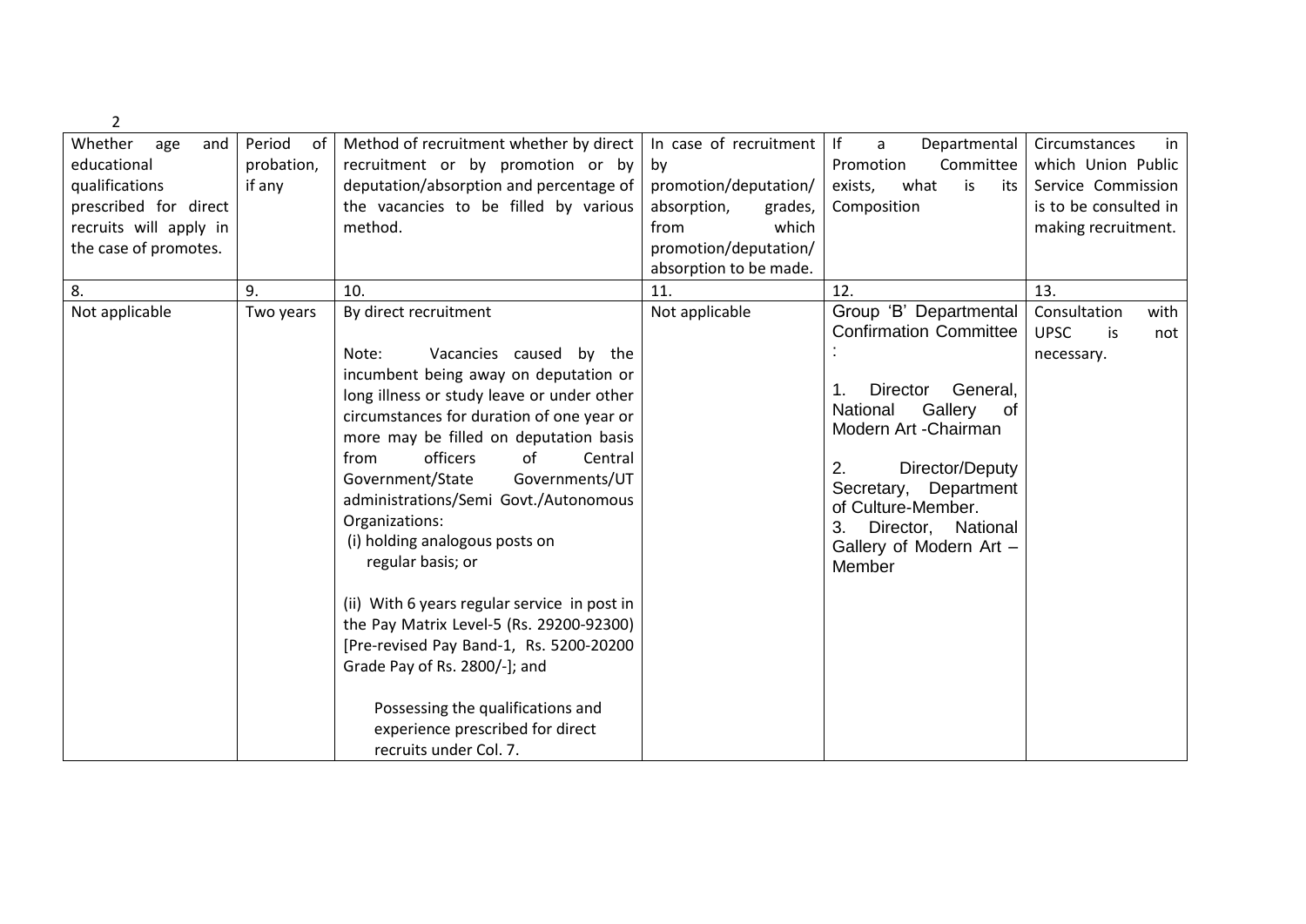| Whether age and educational qualifications prescribed for direct recruits will apply in the case of promotes. | Period of probation, if any | Method of recruitment whether by direct recruitment or by promotion or by deputation/absorption and percentage of the vacancies to be filled by various method. | In case of recruitment by promotion/deputation/ absorption, grades, from which promotion/deputation/ absorption to be made. | If a Departmental Promotion Committee exists, what is its Composition | Circumstances in which Union Public Service Commission is to be consulted in making recruitment. |
|---|---|---|---|---|---|
| 8. | 9. | 10. | 11. | 12. | 13. |
| Not applicable | Two years | By direct recruitment<br><br>Note: Vacancies caused by the incumbent being away on deputation or long illness or study leave or under other circumstances for duration of one year or more may be filled on deputation basis from officers of Central Government/State Governments/UT administrations/Semi Govt./Autonomous Organizations:<br>(i) holding analogous posts on regular basis; or<br><br>(ii) With 6 years regular service in post in the Pay Matrix Level-5 (Rs. 29200-92300) [Pre-revised Pay Band-1, Rs. 5200-20200 Grade Pay of Rs. 2800/-]; and<br><br>Possessing the qualifications and experience prescribed for direct recruits under Col. 7. | Not applicable | Group 'B' Departmental Confirmation Committee :<br><br>1. Director General, National Gallery of Modern Art -Chairman<br><br>2. Director/Deputy Secretary, Department of Culture-Member.<br>3. Director, National Gallery of Modern Art – Member | Consultation with UPSC is not necessary. |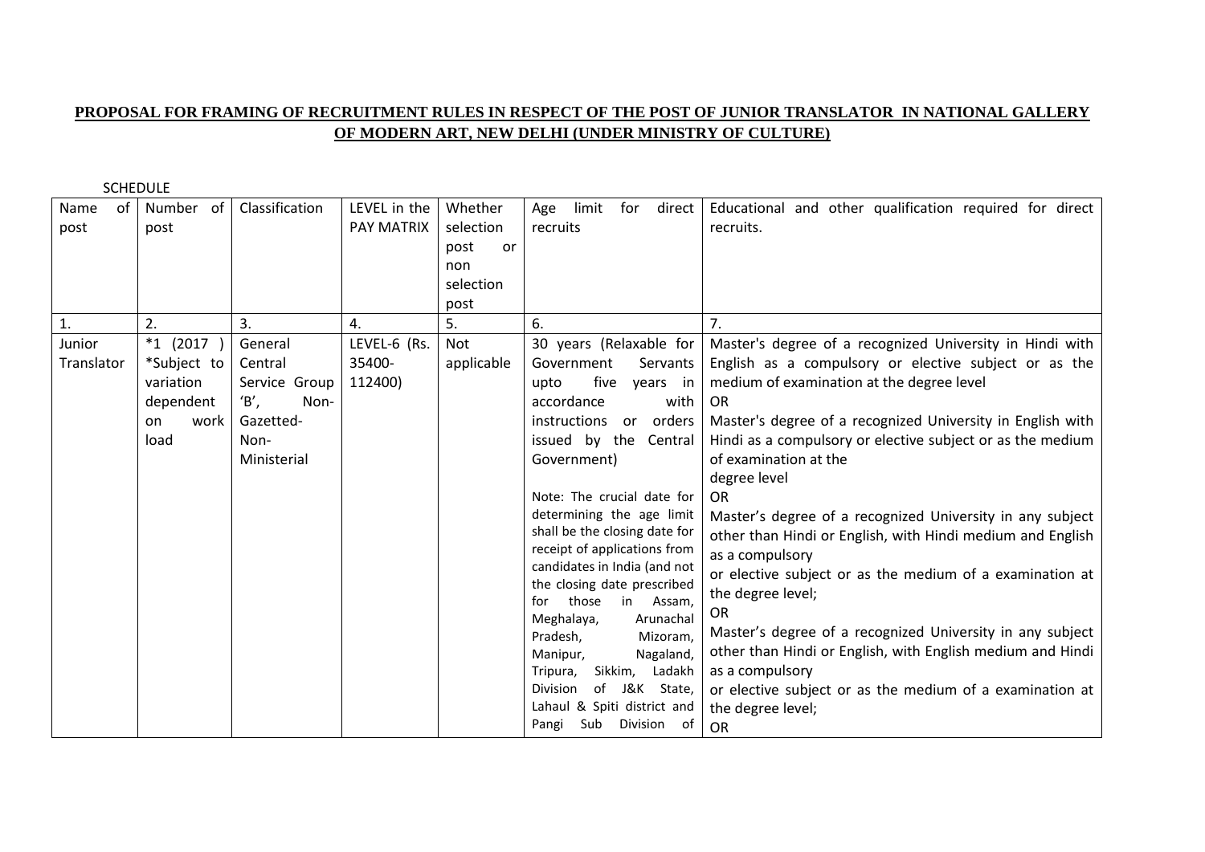**PROPOSAL FOR FRAMING OF RECRUITMENT RULES IN RESPECT OF THE POST OF JUNIOR TRANSLATOR IN NATIONAL GALLERY OF MODERN ART, NEW DELHI (UNDER MINISTRY OF CULTURE)**

SCHEDULE

| Name of post | Number of post | Classification | LEVEL in the PAY MATRIX | Whether selection post or non selection post | Age limit for direct recruits | Educational and other qualification required for direct recruits. |
|---|---|---|---|---|---|---|
| 1. | 2. | 3. | 4. | 5. | 6. | 7. |
| Junior Translator | *1 (2017 ) *Subject to variation dependent on work load | General Central Service Group 'B', Non-Gazetted-Non-Ministerial | LEVEL-6 (Rs. 35400-112400) | Not applicable | 30 years (Relaxable for Government Servants upto five years in accordance with instructions or orders issued by the Central Government)<br><br>Note: The crucial date for determining the age limit shall be the closing date for receipt of applications from candidates in India (and not the closing date prescribed for those in Assam, Meghalaya, Arunachal Pradesh, Mizoram, Manipur, Nagaland, Tripura, Sikkim, Ladakh Division of J&K State, Lahaul & Spiti district and Pangi Sub Division of | Master's degree of a recognized University in Hindi with English as a compulsory or elective subject or as the medium of examination at the degree level<br>OR<br>Master's degree of a recognized University in English with Hindi as a compulsory or elective subject or as the medium of examination at the degree level<br>OR<br>Master's degree of a recognized University in any subject other than Hindi or English, with Hindi medium and English as a compulsory or elective subject or as the medium of a examination at the degree level;<br>OR<br>Master's degree of a recognized University in any subject other than Hindi or English, with English medium and Hindi as a compulsory or elective subject or as the medium of a examination at the degree level;<br>OR |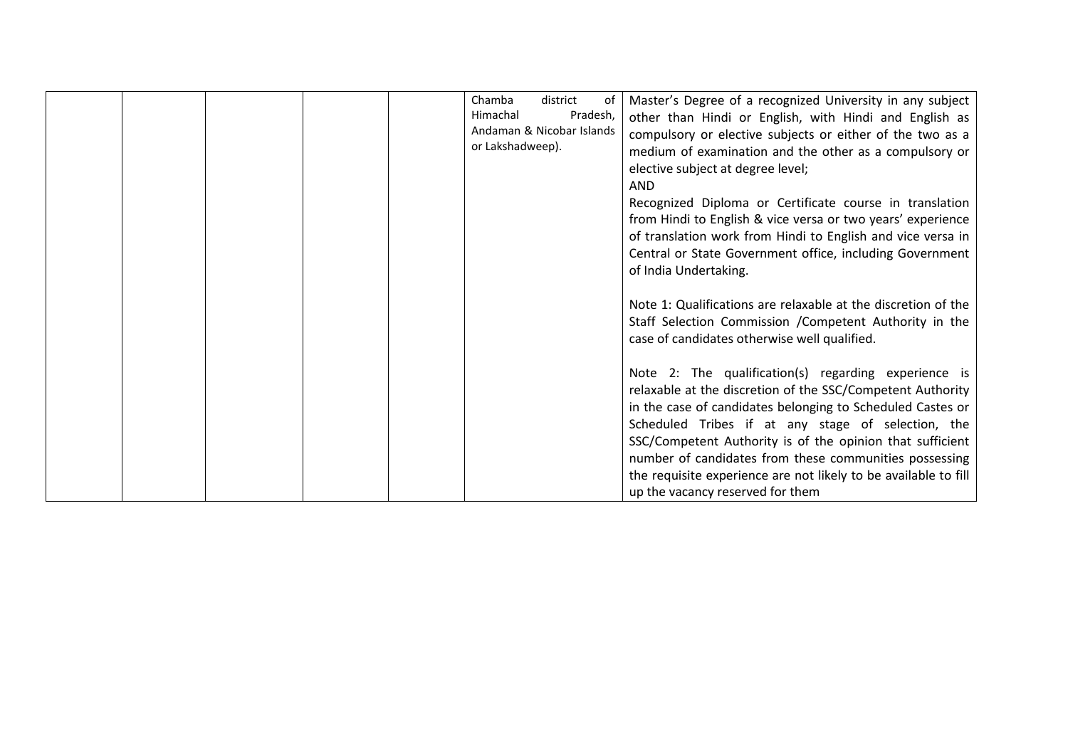|  |  |  |  |  |  |  |
|---|---|---|---|---|---|---|
|  |  |  |  |  | Chamba district of Himachal Pradesh, Andaman & Nicobar Islands or Lakshadweep). | Master's Degree of a recognized University in any subject other than Hindi or English, with Hindi and English as compulsory or elective subjects or either of the two as a medium of examination and the other as a compulsory or elective subject at degree level;<br>AND<br>Recognized Diploma or Certificate course in translation from Hindi to English & vice versa or two years' experience of translation work from Hindi to English and vice versa in Central or State Government office, including Government of India Undertaking.<br><br>Note 1: Qualifications are relaxable at the discretion of the Staff Selection Commission /Competent Authority in the case of candidates otherwise well qualified.<br><br>Note 2: The qualification(s) regarding experience is relaxable at the discretion of the SSC/Competent Authority in the case of candidates belonging to Scheduled Castes or Scheduled Tribes if at any stage of selection, the SSC/Competent Authority is of the opinion that sufficient number of candidates from these communities possessing the requisite experience are not likely to be available to fill up the vacancy reserved for them |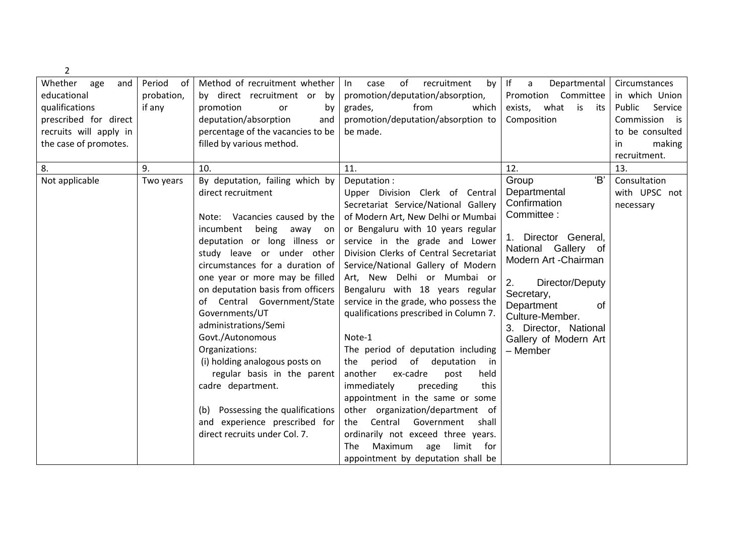| Whether age and educational qualifications prescribed for direct recruits will apply in the case of promotes. | Period of probation, if any | Method of recruitment whether by direct recruitment or by promotion or by deputation/absorption and percentage of the vacancies to be filled by various method. | In case of recruitment by promotion/deputation/absorption, grades, from which promotion/deputation/absorption to be made. | If a Departmental Promotion Committee exists, what is its Composition | Circumstances in which Union Public Service Commission is to be consulted in making recruitment. |
|---|---|---|---|---|---|
| 8. | 9. | 10. | 11. | 12. | 13. |
| Not applicable | Two years | By deputation, failing which by direct recruitment<br><br>Note: Vacancies caused by the incumbent being away on deputation or long illness or study leave or under other circumstances for a duration of one year or more may be filled on deputation basis from officers of Central Government/State Governments/UT administrations/Semi Govt./Autonomous Organizations:<br>(i) holding analogous posts on regular basis in the parent cadre department.<br><br>(b) Possessing the qualifications and experience prescribed for direct recruits under Col. 7. | Deputation :<br>Upper Division Clerk of Central Secretariat Service/National Gallery of Modern Art, New Delhi or Mumbai or Bengaluru with 10 years regular service in the grade and Lower Division Clerks of Central Secretariat Service/National Gallery of Modern Art, New Delhi or Mumbai or Bengaluru with 18 years regular service in the grade, who possess the qualifications prescribed in Column 7.<br><br>Note-1<br>The period of deputation including the period of deputation in another ex-cadre post held immediately preceding this appointment in the same or some other organization/department of the Central Government shall ordinarily not exceed three years. The Maximum age limit for appointment by deputation shall be | Group 'B' Departmental Confirmation Committee :<br><br>1. Director General, National Gallery of Modern Art -Chairman<br><br>2. Director/Deputy Secretary, Department of Culture-Member.<br>3. Director, National Gallery of Modern Art – Member | Consultation with UPSC not necessary |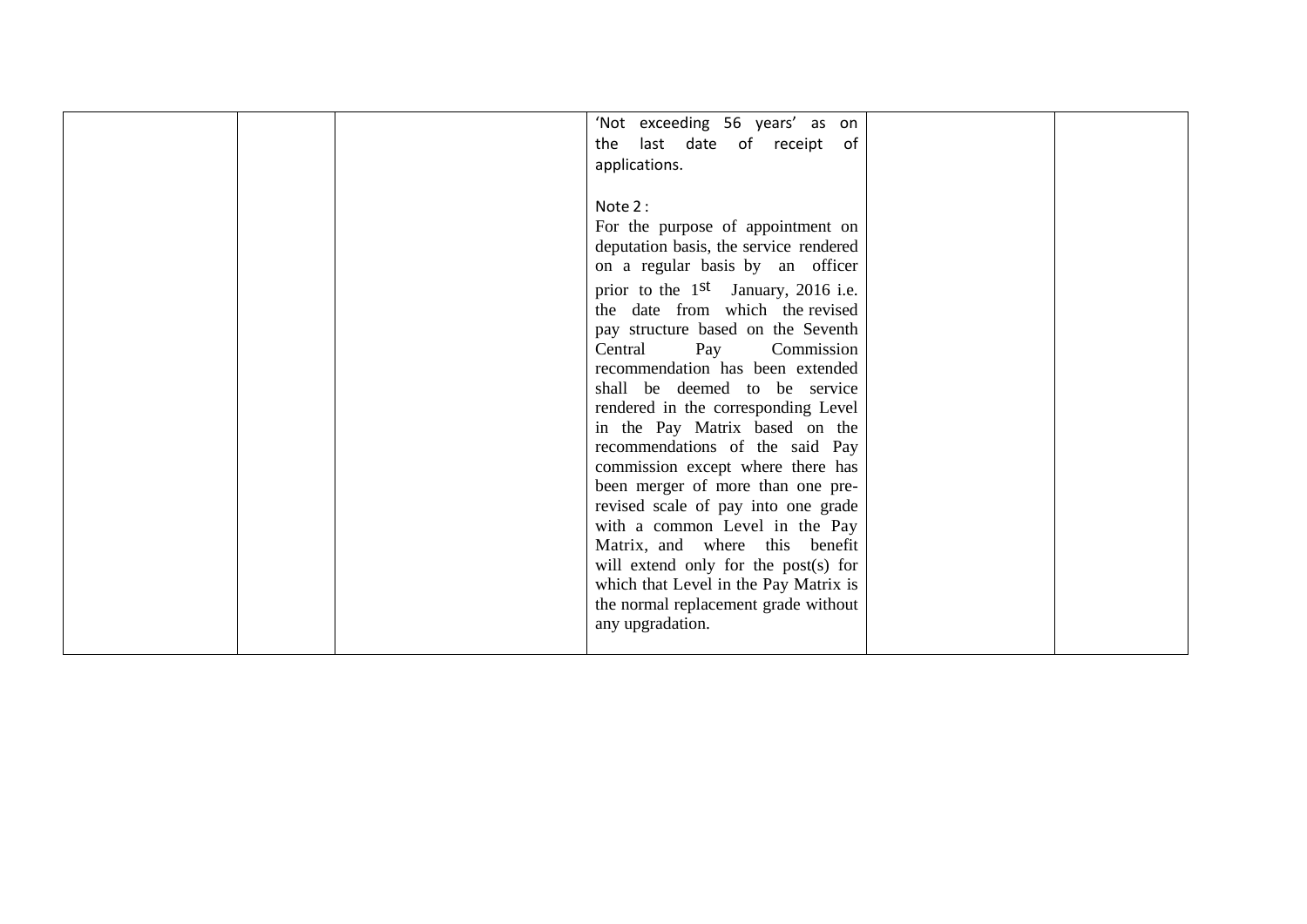| | | | | | |
|---|---|---|---|---|---|
| | | | 'Not exceeding 56 years' as on the last date of receipt of applications.<br><br>Note 2 :<br>For the purpose of appointment on deputation basis, the service rendered on a regular basis by an officer prior to the 1st January, 2016 i.e. the date from which the revised pay structure based on the Seventh Central Pay Commission recommendation has been extended shall be deemed to be service rendered in the corresponding Level in the Pay Matrix based on the recommendations of the said Pay commission except where there has been merger of more than one pre-revised scale of pay into one grade with a common Level in the Pay Matrix, and where this benefit will extend only for the post(s) for which that Level in the Pay Matrix is the normal replacement grade without any upgradation. | | |